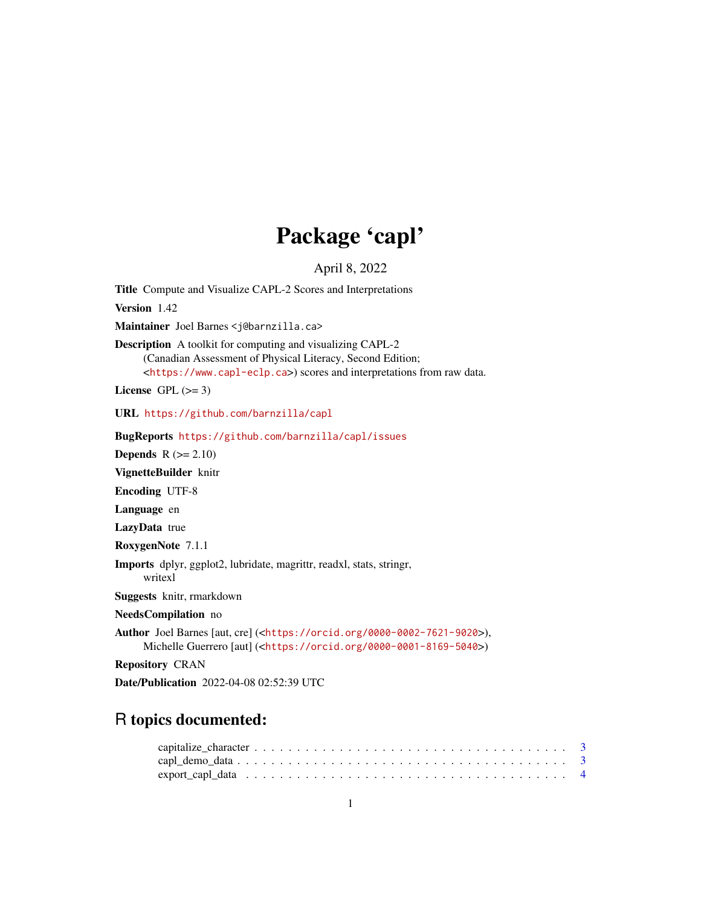# Package 'capl'

April 8, 2022

**Title** Compute and Visualize CAPL-2 Scores and Interpretations

**Version** 1.42

**Maintainer** Joel Barnes <j@barnzilla.ca>

**Description** A toolkit for computing and visualizing CAPL-2 (Canadian Assessment of Physical Literacy, Second Edition; <https://www.capl-eclp.ca>) scores and interpretations from raw data.

**License** GPL (>= 3)

**URL** https://github.com/barnzilla/capl

**BugReports** https://github.com/barnzilla/capl/issues

**Depends** R (>= 2.10)

**VignetteBuilder** knitr

**Encoding** UTF-8

**Language** en

**LazyData** true

**RoxygenNote** 7.1.1

**Imports** dplyr, ggplot2, lubridate, magrittr, readxl, stats, stringr, writexl

**Suggests** knitr, rmarkdown

**NeedsCompilation** no

**Author** Joel Barnes [aut, cre] (<https://orcid.org/0000-0002-7621-9020>), Michelle Guerrero [aut] (<https://orcid.org/0000-0001-8169-5040>)

**Repository** CRAN

**Date/Publication** 2022-04-08 02:52:39 UTC

## R topics documented:

capitalize_character . . . . . . . . . . . . . . . . . . . . . . . . . . . . . . . . . . . . . 3
capl_demo_data . . . . . . . . . . . . . . . . . . . . . . . . . . . . . . . . . . . . . . . 3
export_capl_data . . . . . . . . . . . . . . . . . . . . . . . . . . . . . . . . . . . . . . 4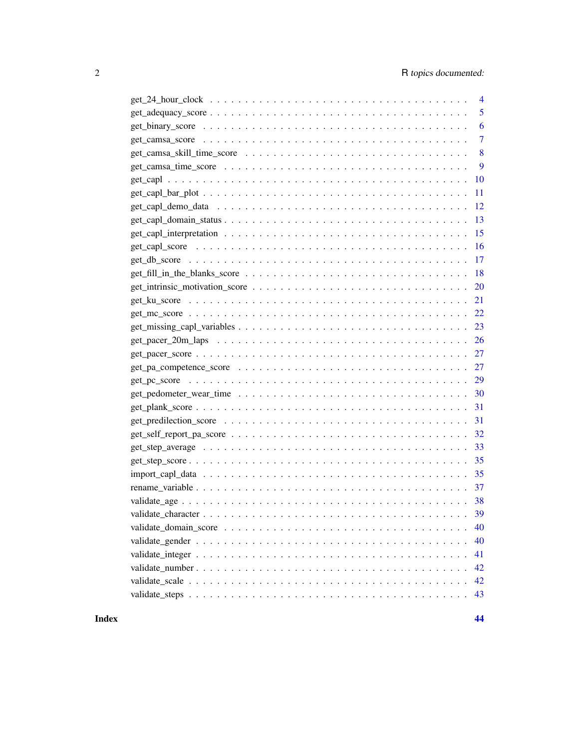get_24_hour_clock . . . . . . . . . . . . . . . . . . . . . . . . . . . . . . . . . . . 4
get_adequacy_score . . . . . . . . . . . . . . . . . . . . . . . . . . . . . . . . . . . 5
get_binary_score . . . . . . . . . . . . . . . . . . . . . . . . . . . . . . . . . . . . 6
get_camsa_score . . . . . . . . . . . . . . . . . . . . . . . . . . . . . . . . . . . . 7
get_camsa_skill_time_score . . . . . . . . . . . . . . . . . . . . . . . . . . . . . . 8
get_camsa_time_score . . . . . . . . . . . . . . . . . . . . . . . . . . . . . . . . . 9
get_capl . . . . . . . . . . . . . . . . . . . . . . . . . . . . . . . . . . . . . . . 10
get_capl_bar_plot . . . . . . . . . . . . . . . . . . . . . . . . . . . . . . . . . . . 11
get_capl_demo_data . . . . . . . . . . . . . . . . . . . . . . . . . . . . . . . . . . 12
get_capl_domain_status . . . . . . . . . . . . . . . . . . . . . . . . . . . . . . . . 13
get_capl_interpretation . . . . . . . . . . . . . . . . . . . . . . . . . . . . . . . . 15
get_capl_score . . . . . . . . . . . . . . . . . . . . . . . . . . . . . . . . . . . . . 16
get_db_score . . . . . . . . . . . . . . . . . . . . . . . . . . . . . . . . . . . . . 17
get_fill_in_the_blanks_score . . . . . . . . . . . . . . . . . . . . . . . . . . . . . . 18
get_intrinsic_motivation_score . . . . . . . . . . . . . . . . . . . . . . . . . . . . . 20
get_ku_score . . . . . . . . . . . . . . . . . . . . . . . . . . . . . . . . . . . . . 21
get_mc_score . . . . . . . . . . . . . . . . . . . . . . . . . . . . . . . . . . . . . 22
get_missing_capl_variables . . . . . . . . . . . . . . . . . . . . . . . . . . . . . . 23
get_pacer_20m_laps . . . . . . . . . . . . . . . . . . . . . . . . . . . . . . . . . . 26
get_pacer_score . . . . . . . . . . . . . . . . . . . . . . . . . . . . . . . . . . . . 27
get_pa_competence_score . . . . . . . . . . . . . . . . . . . . . . . . . . . . . . . 27
get_pc_score . . . . . . . . . . . . . . . . . . . . . . . . . . . . . . . . . . . . . 29
get_pedometer_wear_time . . . . . . . . . . . . . . . . . . . . . . . . . . . . . . . 30
get_plank_score . . . . . . . . . . . . . . . . . . . . . . . . . . . . . . . . . . . . 31
get_predilection_score . . . . . . . . . . . . . . . . . . . . . . . . . . . . . . . . . 31
get_self_report_pa_score . . . . . . . . . . . . . . . . . . . . . . . . . . . . . . . . 32
get_step_average . . . . . . . . . . . . . . . . . . . . . . . . . . . . . . . . . . . 33
get_step_score . . . . . . . . . . . . . . . . . . . . . . . . . . . . . . . . . . . . . 35
import_capl_data . . . . . . . . . . . . . . . . . . . . . . . . . . . . . . . . . . . 35
rename_variable . . . . . . . . . . . . . . . . . . . . . . . . . . . . . . . . . . . . 37
validate_age . . . . . . . . . . . . . . . . . . . . . . . . . . . . . . . . . . . . . 38
validate_character . . . . . . . . . . . . . . . . . . . . . . . . . . . . . . . . . . . 39
validate_domain_score . . . . . . . . . . . . . . . . . . . . . . . . . . . . . . . . . 40
validate_gender . . . . . . . . . . . . . . . . . . . . . . . . . . . . . . . . . . . . 40
validate_integer . . . . . . . . . . . . . . . . . . . . . . . . . . . . . . . . . . . . 41
validate_number . . . . . . . . . . . . . . . . . . . . . . . . . . . . . . . . . . . . 42
validate_scale . . . . . . . . . . . . . . . . . . . . . . . . . . . . . . . . . . . . . 42
validate_steps . . . . . . . . . . . . . . . . . . . . . . . . . . . . . . . . . . . . . 43

**Index** **44**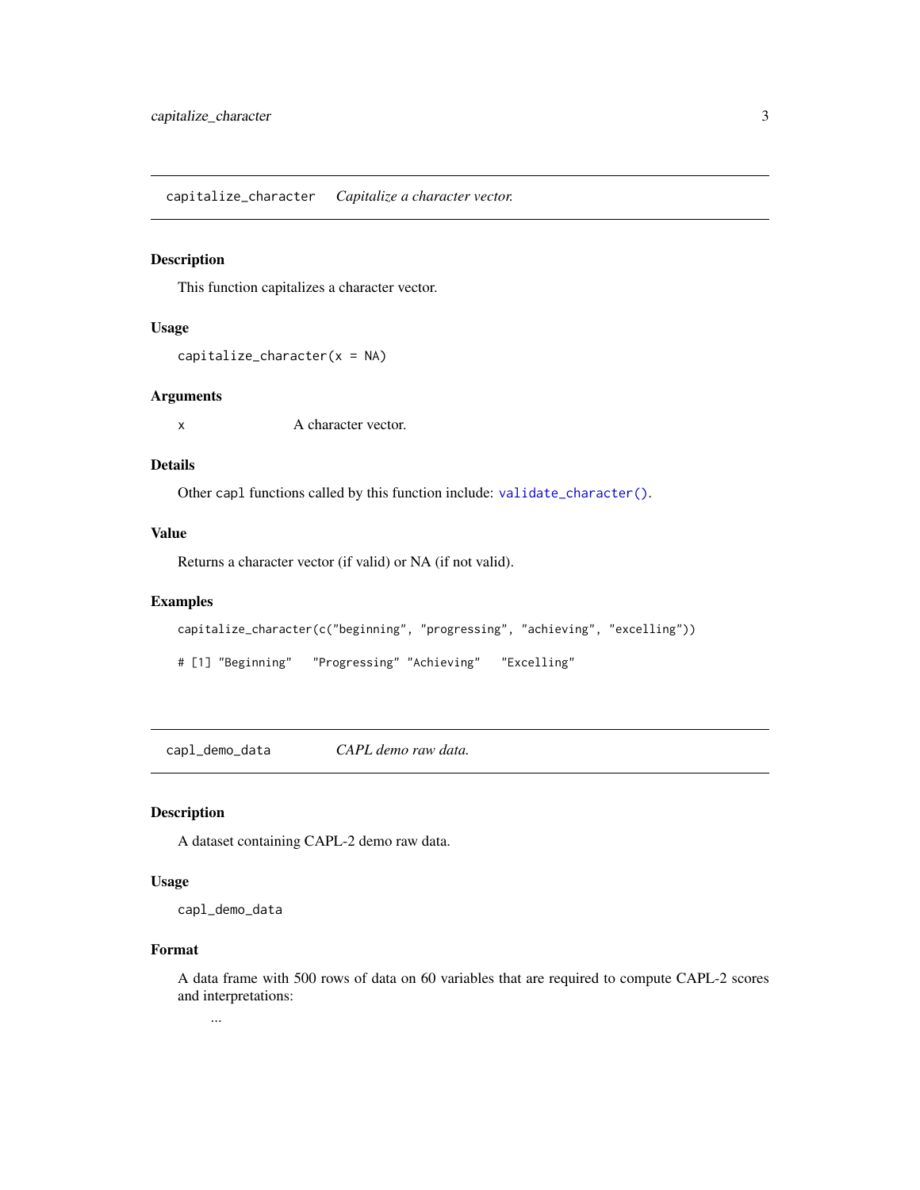## capitalize_character — *Capitalize a character vector.*

### Description

This function capitalizes a character vector.

### Usage

```
capitalize_character(x = NA)
```

### Arguments

| | |
|---|---|
| x | A character vector. |

### Details

Other `capl` functions called by this function include: `validate_character()`.

### Value

Returns a character vector (if valid) or NA (if not valid).

### Examples

```
capitalize_character(c("beginning", "progressing", "achieving", "excelling"))

# [1] "Beginning"   "Progressing" "Achieving"   "Excelling"
```

## capl_demo_data — *CAPL demo raw data.*

### Description

A dataset containing CAPL-2 demo raw data.

### Usage

```
capl_demo_data
```

### Format

A data frame with 500 rows of data on 60 variables that are required to compute CAPL-2 scores and interpretations:

...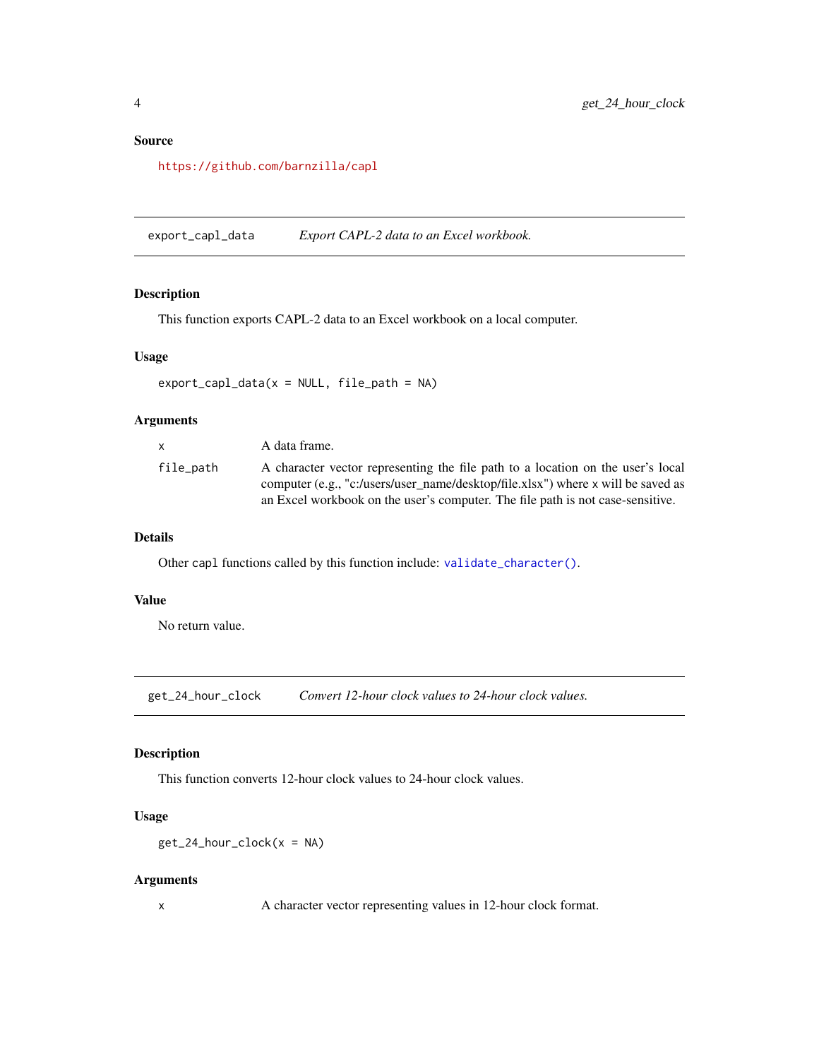### Source

https://github.com/barnzilla/capl

---

## export_capl_data — *Export CAPL-2 data to an Excel workbook.*

### Description

This function exports CAPL-2 data to an Excel workbook on a local computer.

### Usage

```
export_capl_data(x = NULL, file_path = NA)
```

### Arguments

| | |
|---|---|
| `x` | A data frame. |
| `file_path` | A character vector representing the file path to a location on the user's local computer (e.g., "c:/users/user_name/desktop/file.xlsx") where `x` will be saved as an Excel workbook on the user's computer. The file path is not case-sensitive. |

### Details

Other `capl` functions called by this function include: `validate_character()`.

### Value

No return value.

---

## get_24_hour_clock — *Convert 12-hour clock values to 24-hour clock values.*

### Description

This function converts 12-hour clock values to 24-hour clock values.

### Usage

```
get_24_hour_clock(x = NA)
```

### Arguments

| | |
|---|---|
| `x` | A character vector representing values in 12-hour clock format. |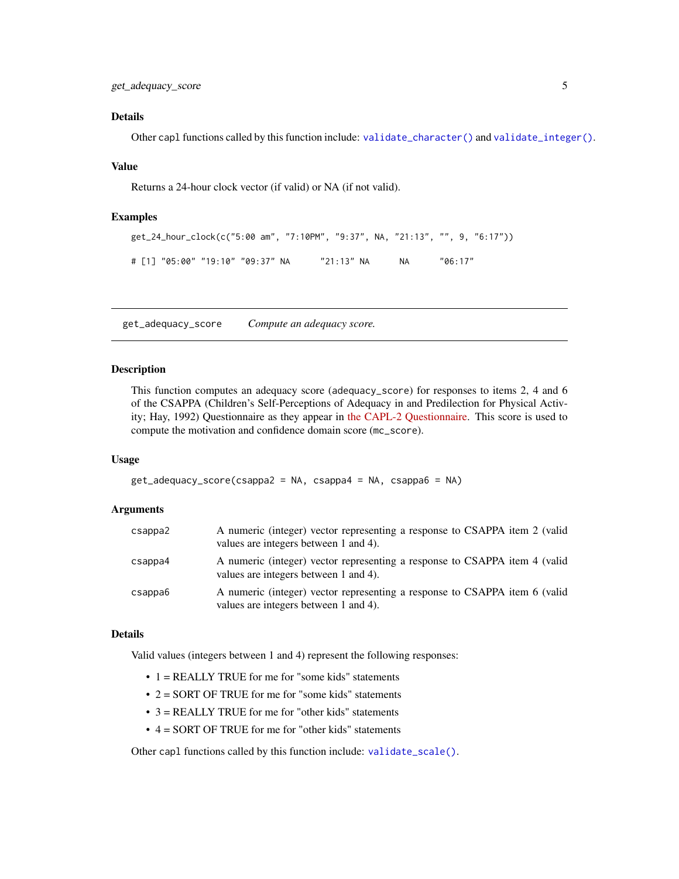### Details

Other capl functions called by this function include: validate_character() and validate_integer().

### Value

Returns a 24-hour clock vector (if valid) or NA (if not valid).

### Examples

```
get_24_hour_clock(c("5:00 am", "7:10PM", "9:37", NA, "21:13", "", 9, "6:17"))

# [1] "05:00" "19:10" "09:37" NA      "21:13" NA      NA      "06:17"
```

---

## get_adequacy_score — *Compute an adequacy score.*

### Description

This function computes an adequacy score (adequacy_score) for responses to items 2, 4 and 6 of the CSAPPA (Children's Self-Perceptions of Adequacy in and Predilection for Physical Activity; Hay, 1992) Questionnaire as they appear in the CAPL-2 Questionnaire. This score is used to compute the motivation and confidence domain score (mc_score).

### Usage

```
get_adequacy_score(csappa2 = NA, csappa4 = NA, csappa6 = NA)
```

### Arguments

| | |
|---|---|
| csappa2 | A numeric (integer) vector representing a response to CSAPPA item 2 (valid values are integers between 1 and 4). |
| csappa4 | A numeric (integer) vector representing a response to CSAPPA item 4 (valid values are integers between 1 and 4). |
| csappa6 | A numeric (integer) vector representing a response to CSAPPA item 6 (valid values are integers between 1 and 4). |

### Details

Valid values (integers between 1 and 4) represent the following responses:

- 1 = REALLY TRUE for me for "some kids" statements
- 2 = SORT OF TRUE for me for "some kids" statements
- 3 = REALLY TRUE for me for "other kids" statements
- 4 = SORT OF TRUE for me for "other kids" statements

Other capl functions called by this function include: validate_scale().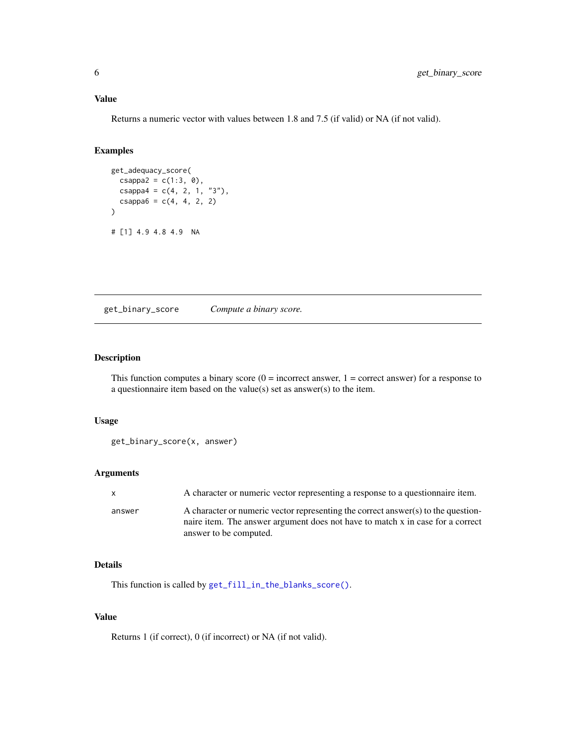### Value

Returns a numeric vector with values between 1.8 and 7.5 (if valid) or NA (if not valid).

### Examples

```
get_adequacy_score(
  csappa2 = c(1:3, 0),
  csappa4 = c(4, 2, 1, "3"),
  csappa6 = c(4, 4, 2, 2)
)

# [1] 4.9 4.8 4.9  NA
```

---

## get_binary_score — *Compute a binary score.*

### Description

This function computes a binary score (0 = incorrect answer, 1 = correct answer) for a response to a questionnaire item based on the value(s) set as answer(s) to the item.

### Usage

```
get_binary_score(x, answer)
```

### Arguments

| | |
|---|---|
| `x` | A character or numeric vector representing a response to a questionnaire item. |
| `answer` | A character or numeric vector representing the correct answer(s) to the questionnaire item. The answer argument does not have to match x in case for a correct answer to be computed. |

### Details

This function is called by `get_fill_in_the_blanks_score()`.

### Value

Returns 1 (if correct), 0 (if incorrect) or NA (if not valid).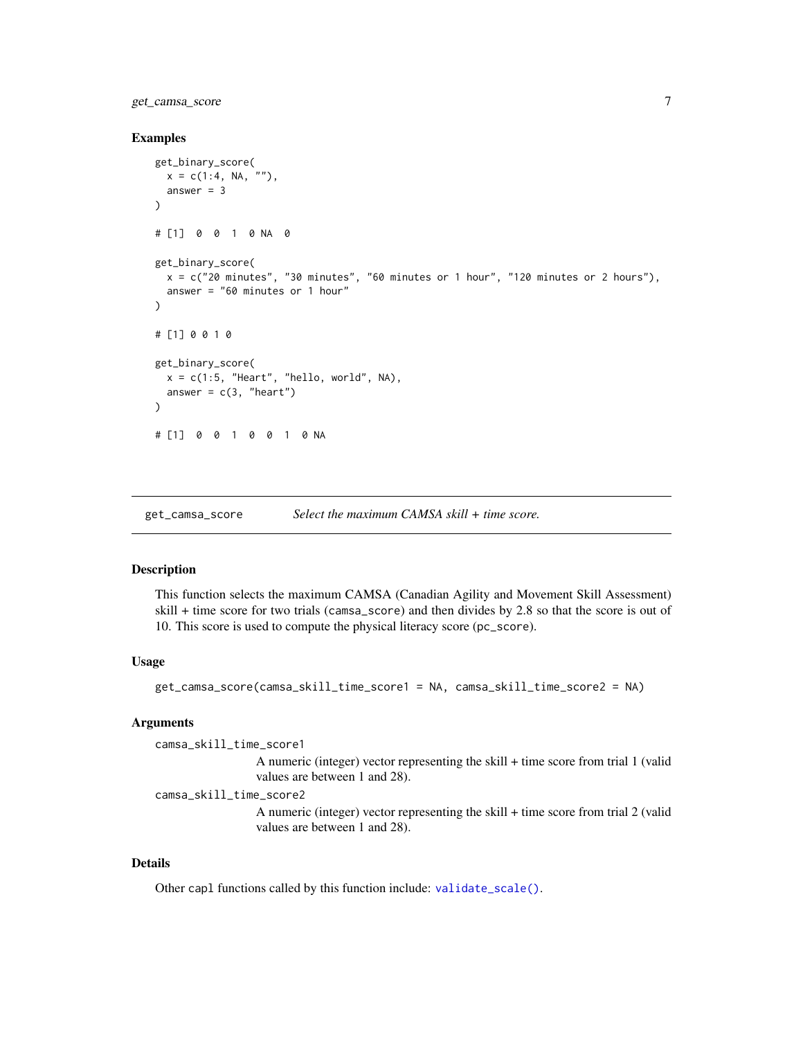### Examples

```
get_binary_score(
  x = c(1:4, NA, ""),
  answer = 3
)

# [1]  0  0  1  0 NA  0

get_binary_score(
  x = c("20 minutes", "30 minutes", "60 minutes or 1 hour", "120 minutes or 2 hours"),
  answer = "60 minutes or 1 hour"
)

# [1] 0 0 1 0

get_binary_score(
  x = c(1:5, "Heart", "hello, world", NA),
  answer = c(3, "heart")
)

# [1]  0  0  1  0  0  1  0 NA
```

---

## get_camsa_score — *Select the maximum CAMSA skill + time score.*

### Description

This function selects the maximum CAMSA (Canadian Agility and Movement Skill Assessment) skill + time score for two trials (camsa_score) and then divides by 2.8 so that the score is out of 10. This score is used to compute the physical literacy score (pc_score).

### Usage

```
get_camsa_score(camsa_skill_time_score1 = NA, camsa_skill_time_score2 = NA)
```

### Arguments

camsa_skill_time_score1
: A numeric (integer) vector representing the skill + time score from trial 1 (valid values are between 1 and 28).

camsa_skill_time_score2
: A numeric (integer) vector representing the skill + time score from trial 2 (valid values are between 1 and 28).

### Details

Other capl functions called by this function include: validate_scale().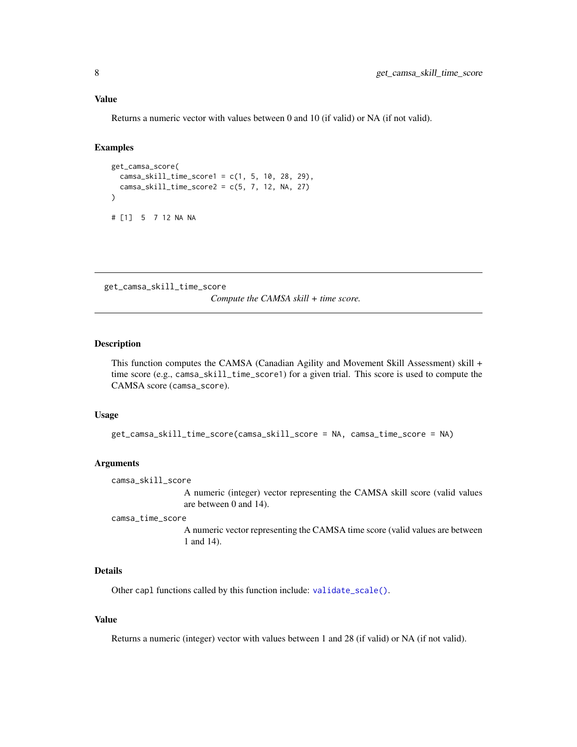### Value

Returns a numeric vector with values between 0 and 10 (if valid) or NA (if not valid).

### Examples

```
get_camsa_score(
  camsa_skill_time_score1 = c(1, 5, 10, 28, 29),
  camsa_skill_time_score2 = c(5, 7, 12, NA, 27)
)

# [1]  5  7 12 NA NA
```

---

## get_camsa_skill_time_score

*Compute the CAMSA skill + time score.*

---

### Description

This function computes the CAMSA (Canadian Agility and Movement Skill Assessment) skill + time score (e.g., `camsa_skill_time_score1`) for a given trial. This score is used to compute the CAMSA score (`camsa_score`).

### Usage

```
get_camsa_skill_time_score(camsa_skill_score = NA, camsa_time_score = NA)
```

### Arguments

`camsa_skill_score`
: A numeric (integer) vector representing the CAMSA skill score (valid values are between 0 and 14).

`camsa_time_score`
: A numeric vector representing the CAMSA time score (valid values are between 1 and 14).

### Details

Other `capl` functions called by this function include: `validate_scale()`.

### Value

Returns a numeric (integer) vector with values between 1 and 28 (if valid) or NA (if not valid).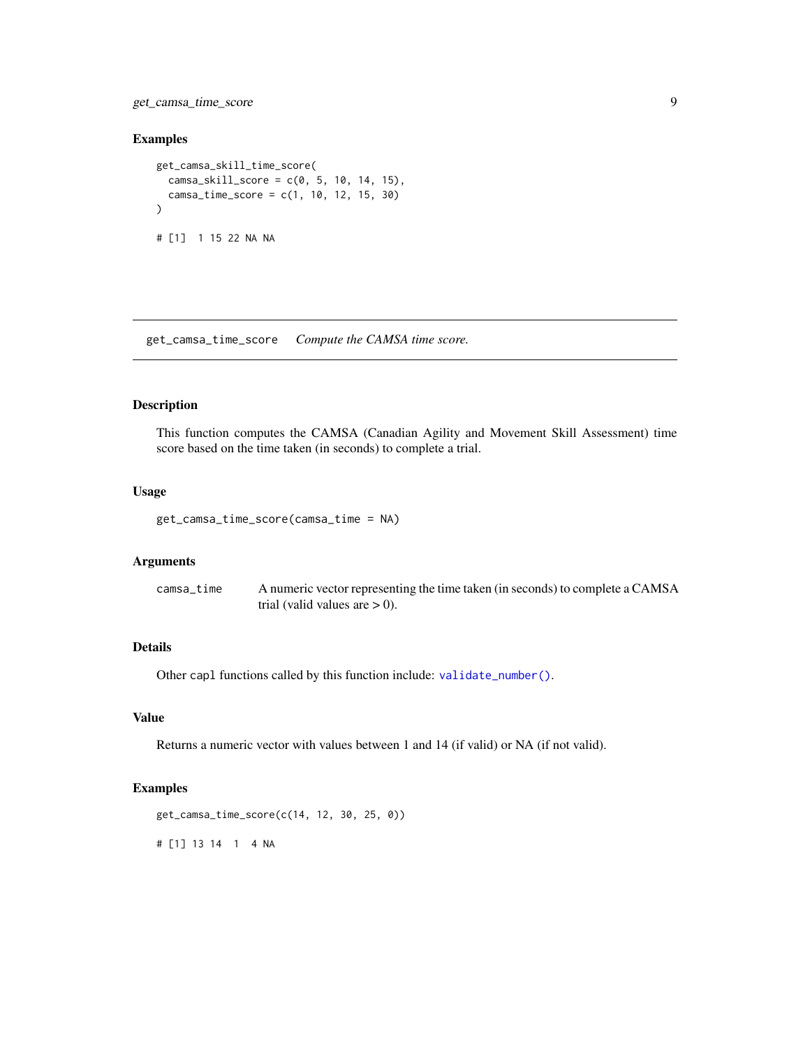## Examples

```
get_camsa_skill_time_score(
  camsa_skill_score = c(0, 5, 10, 14, 15),
  camsa_time_score = c(1, 10, 12, 15, 30)
)

# [1]  1 15 22 NA NA
```

---

get_camsa_time_score    *Compute the CAMSA time score.*

---

## Description

This function computes the CAMSA (Canadian Agility and Movement Skill Assessment) time score based on the time taken (in seconds) to complete a trial.

## Usage

```
get_camsa_time_score(camsa_time = NA)
```

## Arguments

| | |
|---|---|
| camsa_time | A numeric vector representing the time taken (in seconds) to complete a CAMSA trial (valid values are > 0). |

## Details

Other capl functions called by this function include: `validate_number()`.

## Value

Returns a numeric vector with values between 1 and 14 (if valid) or NA (if not valid).

## Examples

```
get_camsa_time_score(c(14, 12, 30, 25, 0))

# [1] 13 14  1  4 NA
```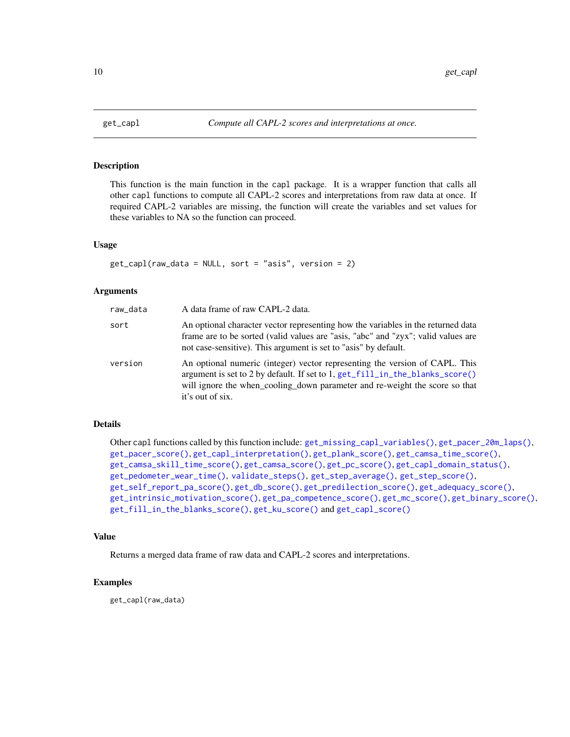## get_capl — *Compute all CAPL-2 scores and interpretations at once.*

### Description

This function is the main function in the `capl` package. It is a wrapper function that calls all other `capl` functions to compute all CAPL-2 scores and interpretations from raw data at once. If required CAPL-2 variables are missing, the function will create the variables and set values for these variables to NA so the function can proceed.

### Usage

```
get_capl(raw_data = NULL, sort = "asis", version = 2)
```

### Arguments

| | |
|---|---|
| `raw_data` | A data frame of raw CAPL-2 data. |
| `sort` | An optional character vector representing how the variables in the returned data frame are to be sorted (valid values are "asis, "abc" and "zyx"; valid values are not case-sensitive). This argument is set to "asis" by default. |
| `version` | An optional numeric (integer) vector representing the version of CAPL. This argument is set to 2 by default. If set to 1, `get_fill_in_the_blanks_score()` will ignore the when_cooling_down parameter and re-weight the score so that it's out of six. |

### Details

Other `capl` functions called by this function include: `get_missing_capl_variables()`, `get_pacer_20m_laps()`, `get_pacer_score()`, `get_capl_interpretation()`, `get_plank_score()`, `get_camsa_time_score()`, `get_camsa_skill_time_score()`, `get_camsa_score()`, `get_pc_score()`, `get_capl_domain_status()`, `get_pedometer_wear_time()`, `validate_steps()`, `get_step_average()`, `get_step_score()`, `get_self_report_pa_score()`, `get_db_score()`, `get_predilection_score()`, `get_adequacy_score()`, `get_intrinsic_motivation_score()`, `get_pa_competence_score()`, `get_mc_score()`, `get_binary_score()`, `get_fill_in_the_blanks_score()`, `get_ku_score()` and `get_capl_score()`

### Value

Returns a merged data frame of raw data and CAPL-2 scores and interpretations.

### Examples

```
get_capl(raw_data)
```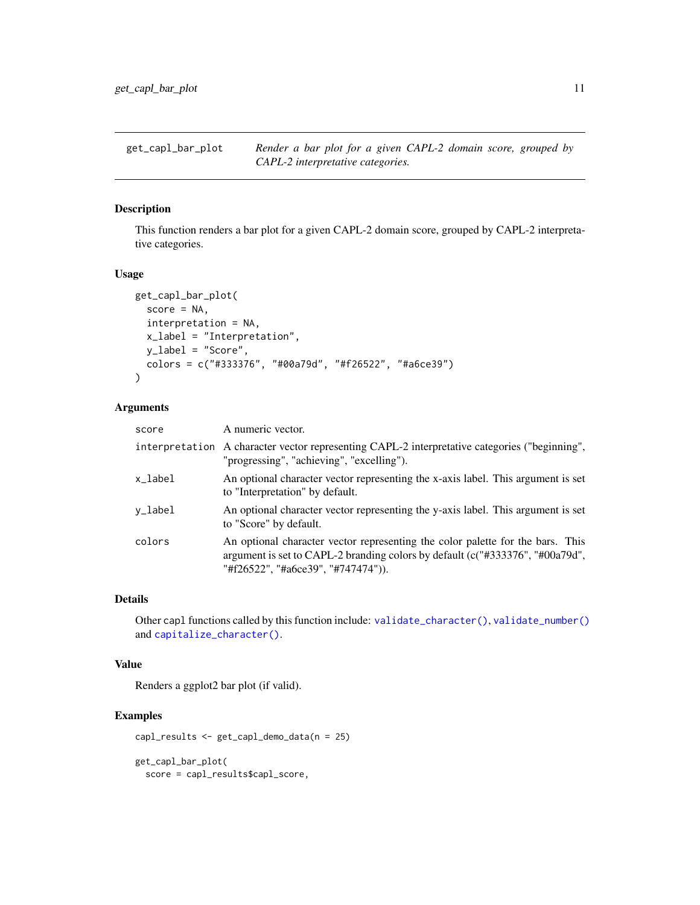# get_capl_bar_plot

*Render a bar plot for a given CAPL-2 domain score, grouped by CAPL-2 interpretative categories.*

## Description

This function renders a bar plot for a given CAPL-2 domain score, grouped by CAPL-2 interpretative categories.

## Usage

```
get_capl_bar_plot(
  score = NA,
  interpretation = NA,
  x_label = "Interpretation",
  y_label = "Score",
  colors = c("#333376", "#00a79d", "#f26522", "#a6ce39")
)
```

## Arguments

| | |
|---|---|
| `score` | A numeric vector. |
| `interpretation` | A character vector representing CAPL-2 interpretative categories ("beginning", "progressing", "achieving", "excelling"). |
| `x_label` | An optional character vector representing the x-axis label. This argument is set to "Interpretation" by default. |
| `y_label` | An optional character vector representing the y-axis label. This argument is set to "Score" by default. |
| `colors` | An optional character vector representing the color palette for the bars. This argument is set to CAPL-2 branding colors by default (c("#333376", "#00a79d", "#f26522", "#a6ce39", "#747474")). |

## Details

Other `capl` functions called by this function include: `validate_character()`, `validate_number()` and `capitalize_character()`.

## Value

Renders a ggplot2 bar plot (if valid).

## Examples

```
capl_results <- get_capl_demo_data(n = 25)

get_capl_bar_plot(
  score = capl_results$capl_score,
```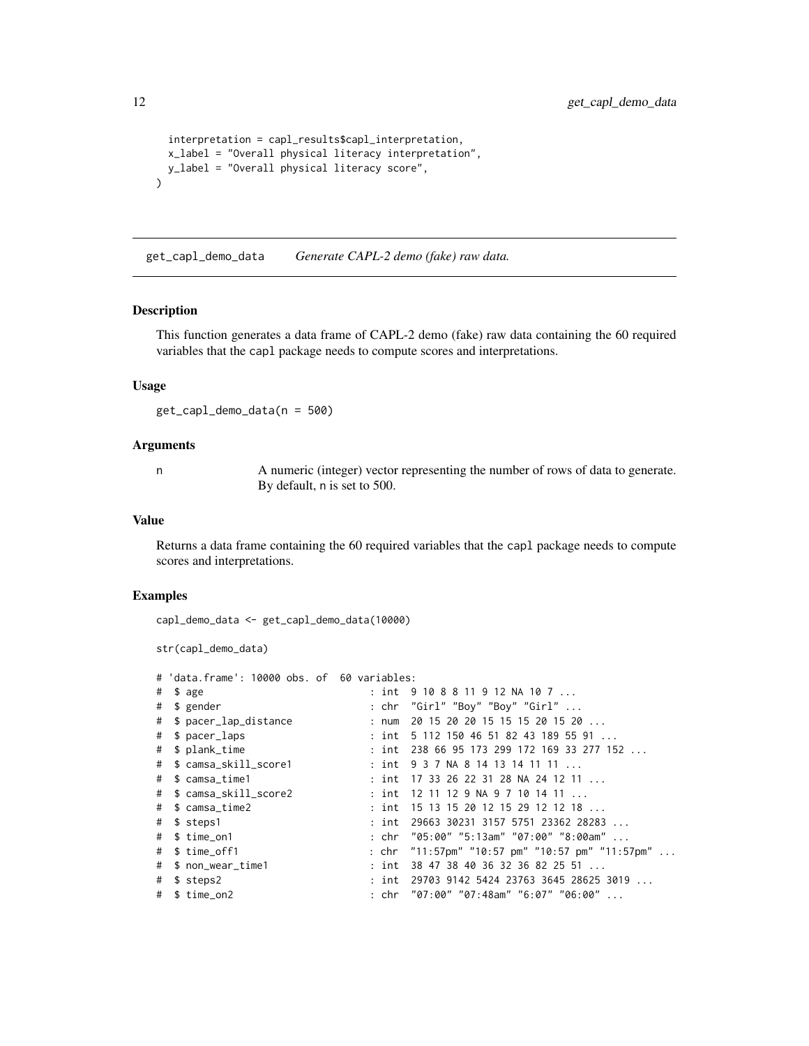```
  interpretation = capl_results$capl_interpretation,
  x_label = "Overall physical literacy interpretation",
  y_label = "Overall physical literacy score",
)
```

## get_capl_demo_data    *Generate CAPL-2 demo (fake) raw data.*

### Description

This function generates a data frame of CAPL-2 demo (fake) raw data containing the 60 required variables that the capl package needs to compute scores and interpretations.

### Usage

```
get_capl_demo_data(n = 500)
```

### Arguments

| | |
|---|---|
| n | A numeric (integer) vector representing the number of rows of data to generate. By default, n is set to 500. |

### Value

Returns a data frame containing the 60 required variables that the capl package needs to compute scores and interpretations.

### Examples

```
capl_demo_data <- get_capl_demo_data(10000)

str(capl_demo_data)

# 'data.frame': 10000 obs. of  60 variables:
#  $ age                          : int  9 10 8 8 11 9 12 NA 10 7 ...
#  $ gender                       : chr  "Girl" "Boy" "Boy" "Girl" ...
#  $ pacer_lap_distance           : num  20 15 20 20 15 15 15 20 15 20 ...
#  $ pacer_laps                   : int  5 112 150 46 51 82 43 189 55 91 ...
#  $ plank_time                   : int  238 66 95 173 299 172 169 33 277 152 ...
#  $ camsa_skill_score1           : int  9 3 7 NA 8 14 13 14 11 11 ...
#  $ camsa_time1                  : int  17 33 26 22 31 28 NA 24 12 11 ...
#  $ camsa_skill_score2           : int  12 11 12 9 NA 9 7 10 14 11 ...
#  $ camsa_time2                  : int  15 13 15 20 12 15 29 12 12 18 ...
#  $ steps1                       : int  29663 30231 3157 5751 23362 28283 ...
#  $ time_on1                     : chr  "05:00" "5:13am" "07:00" "8:00am" ...
#  $ time_off1                    : chr  "11:57pm" "10:57 pm" "10:57 pm" "11:57pm" ...
#  $ non_wear_time1               : int  38 47 38 40 36 32 36 82 25 51 ...
#  $ steps2                       : int  29703 9142 5424 23763 3645 28625 3019 ...
#  $ time_on2                     : chr  "07:00" "07:48am" "6:07" "06:00" ...
```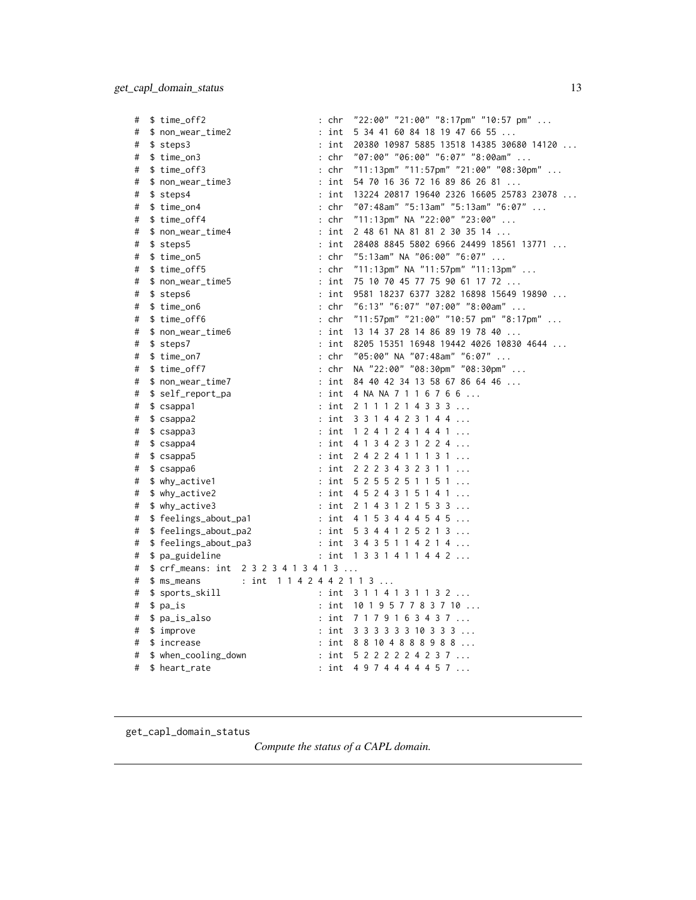```
#  $ time_off2                  : chr  "22:00" "21:00" "8:17pm" "10:57 pm" ...
#  $ non_wear_time2             : int  5 34 41 60 84 18 19 47 66 55 ...
#  $ steps3                     : int  20380 10987 5885 13518 14385 30680 14120 ...
#  $ time_on3                   : chr  "07:00" "06:00" "6:07" "8:00am" ...
#  $ time_off3                  : chr  "11:13pm" "11:57pm" "21:00" "08:30pm" ...
#  $ non_wear_time3             : int  54 70 16 36 72 16 89 86 26 81 ...
#  $ steps4                     : int  13224 20817 19640 2326 16605 25783 23078 ...
#  $ time_on4                   : chr  "07:48am" "5:13am" "5:13am" "6:07" ...
#  $ time_off4                  : chr  "11:13pm" NA "22:00" "23:00" ...
#  $ non_wear_time4             : int  2 48 61 NA 81 81 2 30 35 14 ...
#  $ steps5                     : int  28408 8845 5802 6966 24499 18561 13771 ...
#  $ time_on5                   : chr  "5:13am" NA "06:00" "6:07" ...
#  $ time_off5                  : chr  "11:13pm" NA "11:57pm" "11:13pm" ...
#  $ non_wear_time5             : int  75 10 70 45 77 75 90 61 17 72 ...
#  $ steps6                     : int  9581 18237 6377 3282 16898 15649 19890 ...
#  $ time_on6                   : chr  "6:13" "6:07" "07:00" "8:00am" ...
#  $ time_off6                  : chr  "11:57pm" "21:00" "10:57 pm" "8:17pm" ...
#  $ non_wear_time6             : int  13 14 37 28 14 86 89 19 78 40 ...
#  $ steps7                     : int  8205 15351 16948 19442 4026 10830 4644 ...
#  $ time_on7                   : chr  "05:00" NA "07:48am" "6:07" ...
#  $ time_off7                  : chr  NA "22:00" "08:30pm" "08:30pm" ...
#  $ non_wear_time7             : int  84 40 42 34 13 58 67 86 64 46 ...
#  $ self_report_pa             : int  4 NA NA 7 1 1 6 7 6 6 ...
#  $ csappa1                    : int  2 1 1 1 2 1 4 3 3 3 ...
#  $ csappa2                    : int  3 3 1 4 4 2 3 1 4 4 ...
#  $ csappa3                    : int  1 2 4 1 2 4 1 4 4 1 ...
#  $ csappa4                    : int  4 1 3 4 2 3 1 2 2 4 ...
#  $ csappa5                    : int  2 4 2 2 4 1 1 1 3 1 ...
#  $ csappa6                    : int  2 2 2 3 4 3 2 3 1 1 ...
#  $ why_active1                : int  5 2 5 5 2 5 1 1 5 1 ...
#  $ why_active2                : int  4 5 2 4 3 1 5 1 4 1 ...
#  $ why_active3                : int  2 1 4 3 1 2 1 5 3 3 ...
#  $ feelings_about_pa1         : int  4 1 5 3 4 4 4 5 4 5 ...
#  $ feelings_about_pa2         : int  5 3 4 4 1 2 5 2 1 3 ...
#  $ feelings_about_pa3         : int  3 4 3 5 1 1 4 2 1 4 ...
#  $ pa_guideline               : int  1 3 3 1 4 1 1 4 4 2 ...
#  $ crf_means: int  2 3 2 3 4 1 3 4 1 3 ...
#  $ ms_means        : int  1 1 4 2 4 4 2 1 1 3 ...
#  $ sports_skill               : int  3 1 1 4 1 3 1 1 3 2 ...
#  $ pa_is                      : int  10 1 9 5 7 7 8 3 7 10 ...
#  $ pa_is_also                 : int  7 1 7 9 1 6 3 4 3 7 ...
#  $ improve                    : int  3 3 3 3 3 3 10 3 3 3 ...
#  $ increase                   : int  8 8 10 4 8 8 8 9 8 8 ...
#  $ when_cooling_down          : int  5 2 2 2 2 2 4 2 3 7 ...
#  $ heart_rate                 : int  4 9 7 4 4 4 4 4 5 7 ...
```

---

get_capl_domain_status &emsp; *Compute the status of a CAPL domain.*

---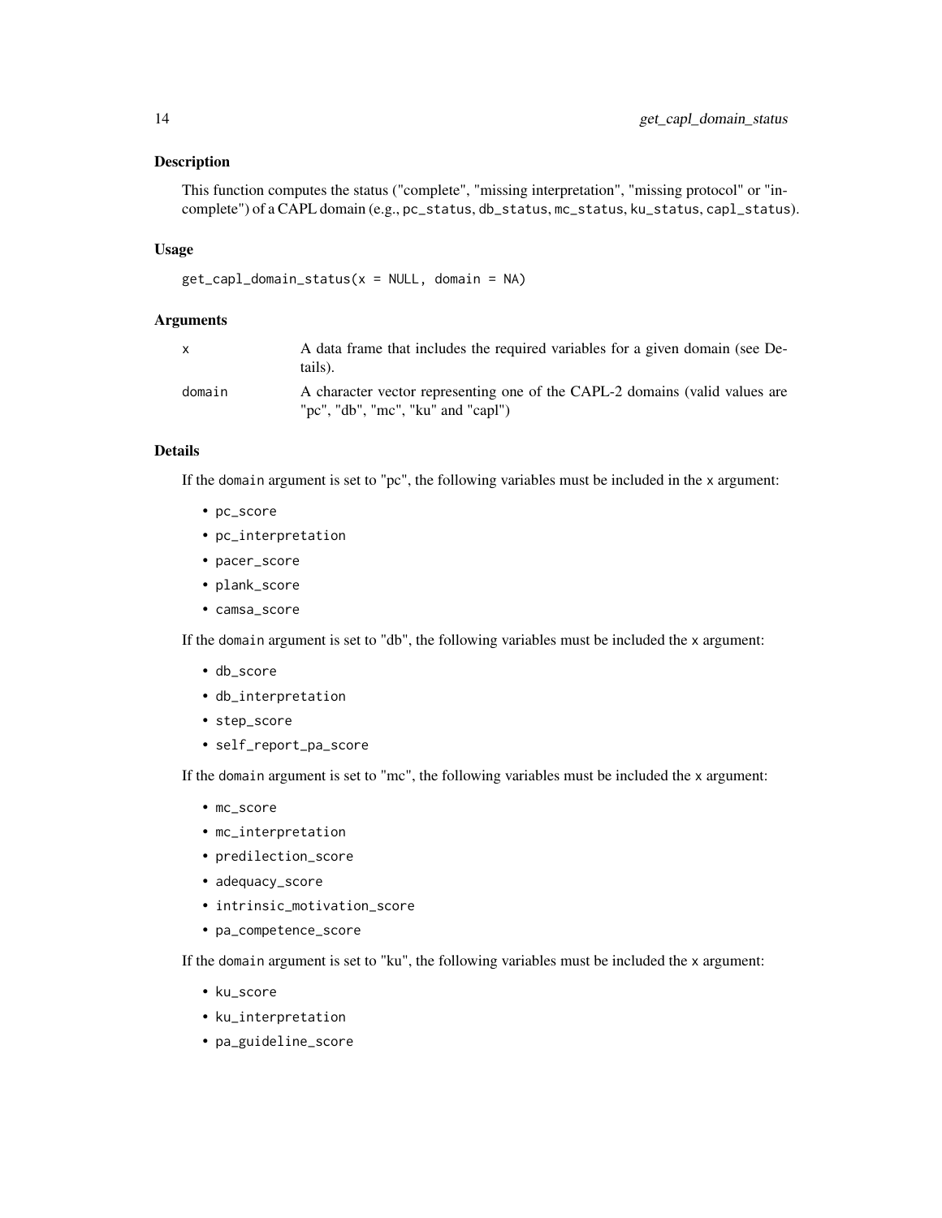## Description

This function computes the status ("complete", "missing interpretation", "missing protocol" or "incomplete") of a CAPL domain (e.g., `pc_status`, `db_status`, `mc_status`, `ku_status`, `capl_status`).

## Usage

```
get_capl_domain_status(x = NULL, domain = NA)
```

## Arguments

| | |
|---|---|
| `x` | A data frame that includes the required variables for a given domain (see Details). |
| `domain` | A character vector representing one of the CAPL-2 domains (valid values are "pc", "db", "mc", "ku" and "capl") |

## Details

If the `domain` argument is set to "pc", the following variables must be included in the `x` argument:

- `pc_score`
- `pc_interpretation`
- `pacer_score`
- `plank_score`
- `camsa_score`

If the `domain` argument is set to "db", the following variables must be included the `x` argument:

- `db_score`
- `db_interpretation`
- `step_score`
- `self_report_pa_score`

If the `domain` argument is set to "mc", the following variables must be included the `x` argument:

- `mc_score`
- `mc_interpretation`
- `predilection_score`
- `adequacy_score`
- `intrinsic_motivation_score`
- `pa_competence_score`

If the `domain` argument is set to "ku", the following variables must be included the `x` argument:

- `ku_score`
- `ku_interpretation`
- `pa_guideline_score`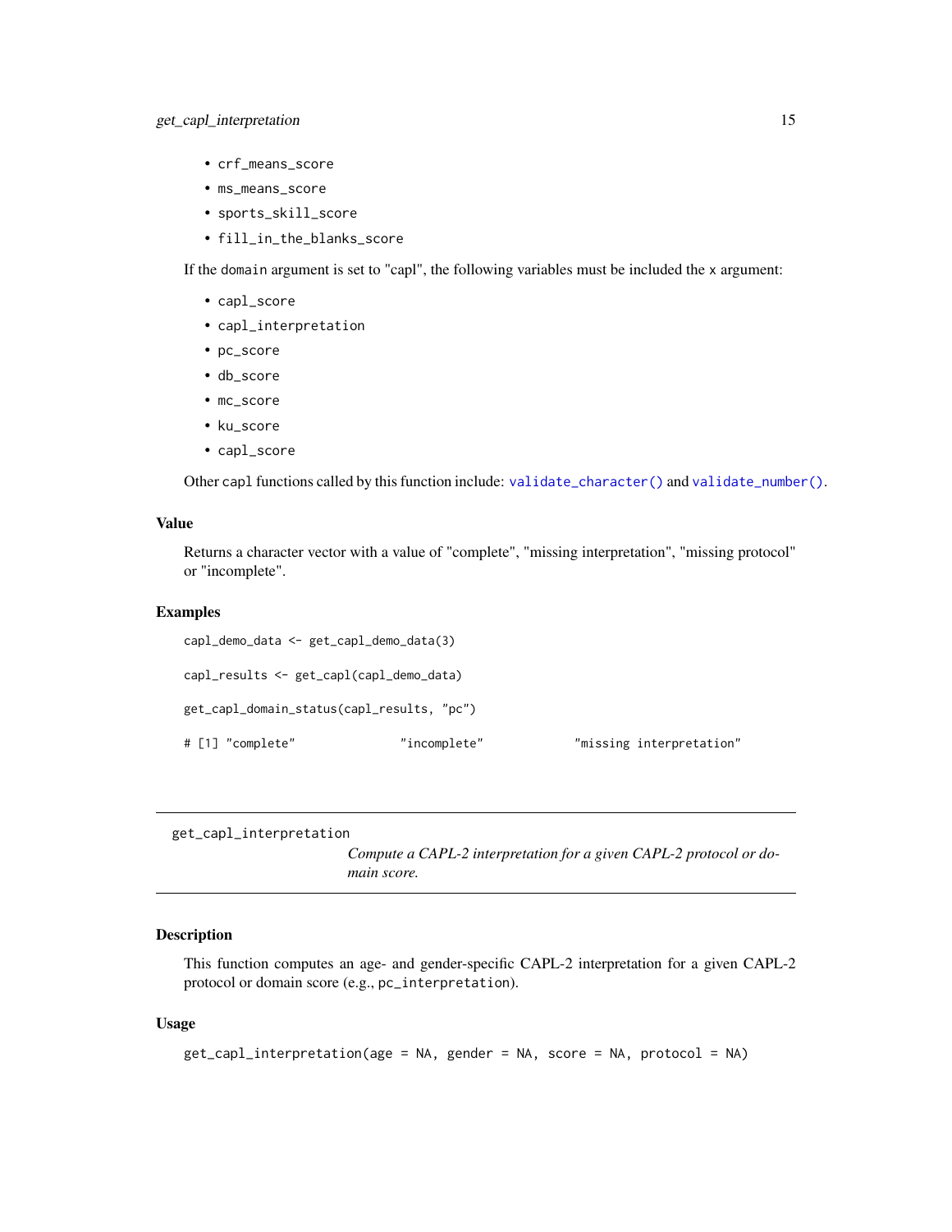- `crf_means_score`
- `ms_means_score`
- `sports_skill_score`
- `fill_in_the_blanks_score`

If the `domain` argument is set to "capl", the following variables must be included the `x` argument:

- `capl_score`
- `capl_interpretation`
- `pc_score`
- `db_score`
- `mc_score`
- `ku_score`
- `capl_score`

Other `capl` functions called by this function include: `validate_character()` and `validate_number()`.

### Value

Returns a character vector with a value of "complete", "missing interpretation", "missing protocol" or "incomplete".

### Examples

```
capl_demo_data <- get_capl_demo_data(3)

capl_results <- get_capl(capl_demo_data)

get_capl_domain_status(capl_results, "pc")

# [1] "complete"              "incomplete"             "missing interpretation"
```

---

## get_capl_interpretation

*Compute a CAPL-2 interpretation for a given CAPL-2 protocol or domain score.*

---

### Description

This function computes an age- and gender-specific CAPL-2 interpretation for a given CAPL-2 protocol or domain score (e.g., `pc_interpretation`).

### Usage

```
get_capl_interpretation(age = NA, gender = NA, score = NA, protocol = NA)
```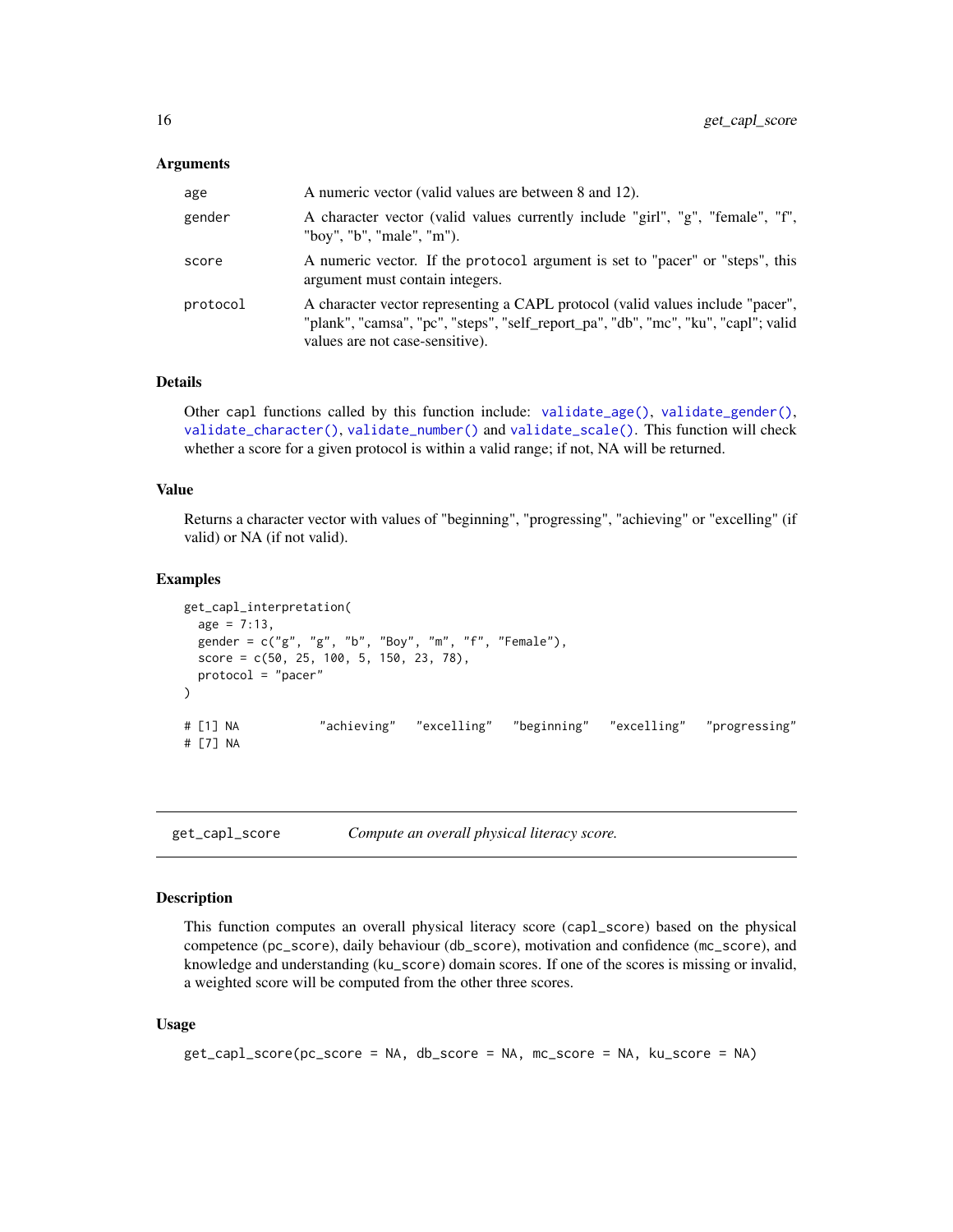### Arguments

| | |
|---|---|
| age | A numeric vector (valid values are between 8 and 12). |
| gender | A character vector (valid values currently include "girl", "g", "female", "f", "boy", "b", "male", "m"). |
| score | A numeric vector. If the protocol argument is set to "pacer" or "steps", this argument must contain integers. |
| protocol | A character vector representing a CAPL protocol (valid values include "pacer", "plank", "camsa", "pc", "steps", "self_report_pa", "db", "mc", "ku", "capl"; valid values are not case-sensitive). |

### Details

Other capl functions called by this function include: validate_age(), validate_gender(), validate_character(), validate_number() and validate_scale(). This function will check whether a score for a given protocol is within a valid range; if not, NA will be returned.

### Value

Returns a character vector with values of "beginning", "progressing", "achieving" or "excelling" (if valid) or NA (if not valid).

### Examples

```
get_capl_interpretation(
  age = 7:13,
  gender = c("g", "g", "b", "Boy", "m", "f", "Female"),
  score = c(50, 25, 100, 5, 150, 23, 78),
  protocol = "pacer"
)

# [1] NA            "achieving"   "excelling"   "beginning"   "excelling"   "progressing"
# [7] NA
```

---

## get_capl_score    *Compute an overall physical literacy score.*

### Description

This function computes an overall physical literacy score (capl_score) based on the physical competence (pc_score), daily behaviour (db_score), motivation and confidence (mc_score), and knowledge and understanding (ku_score) domain scores. If one of the scores is missing or invalid, a weighted score will be computed from the other three scores.

### Usage

```
get_capl_score(pc_score = NA, db_score = NA, mc_score = NA, ku_score = NA)
```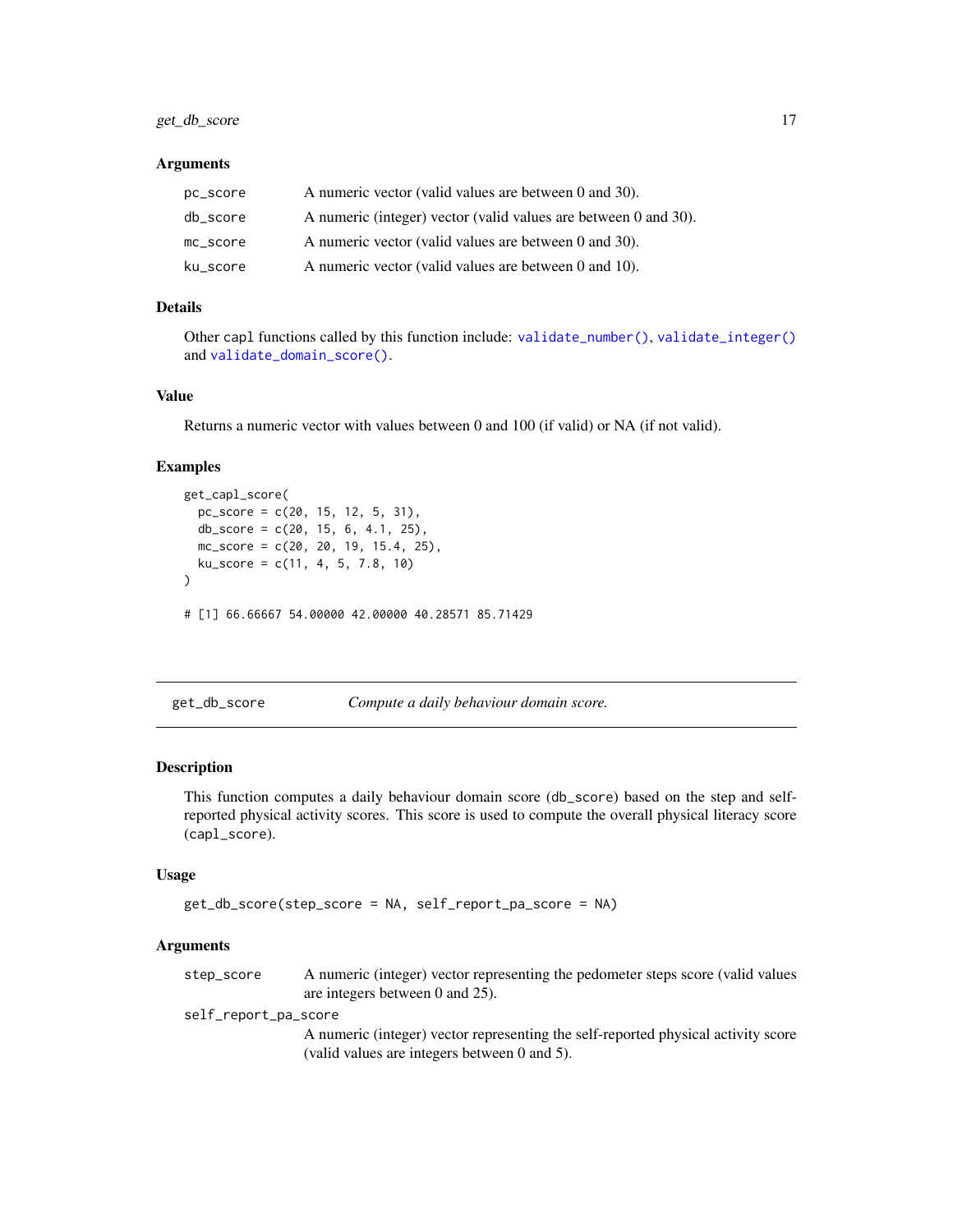### Arguments

| | |
|---|---|
| pc_score | A numeric vector (valid values are between 0 and 30). |
| db_score | A numeric (integer) vector (valid values are between 0 and 30). |
| mc_score | A numeric vector (valid values are between 0 and 30). |
| ku_score | A numeric vector (valid values are between 0 and 10). |

### Details

Other capl functions called by this function include: validate_number(), validate_integer() and validate_domain_score().

### Value

Returns a numeric vector with values between 0 and 100 (if valid) or NA (if not valid).

### Examples

```
get_capl_score(
  pc_score = c(20, 15, 12, 5, 31),
  db_score = c(20, 15, 6, 4.1, 25),
  mc_score = c(20, 20, 19, 15.4, 25),
  ku_score = c(11, 4, 5, 7.8, 10)
)

# [1] 66.66667 54.00000 42.00000 40.28571 85.71429
```

---

## get_db_score    *Compute a daily behaviour domain score.*

---

### Description

This function computes a daily behaviour domain score (db_score) based on the step and self-reported physical activity scores. This score is used to compute the overall physical literacy score (capl_score).

### Usage

```
get_db_score(step_score = NA, self_report_pa_score = NA)
```

### Arguments

| | |
|---|---|
| step_score | A numeric (integer) vector representing the pedometer steps score (valid values are integers between 0 and 25). |
| self_report_pa_score | A numeric (integer) vector representing the self-reported physical activity score (valid values are integers between 0 and 5). |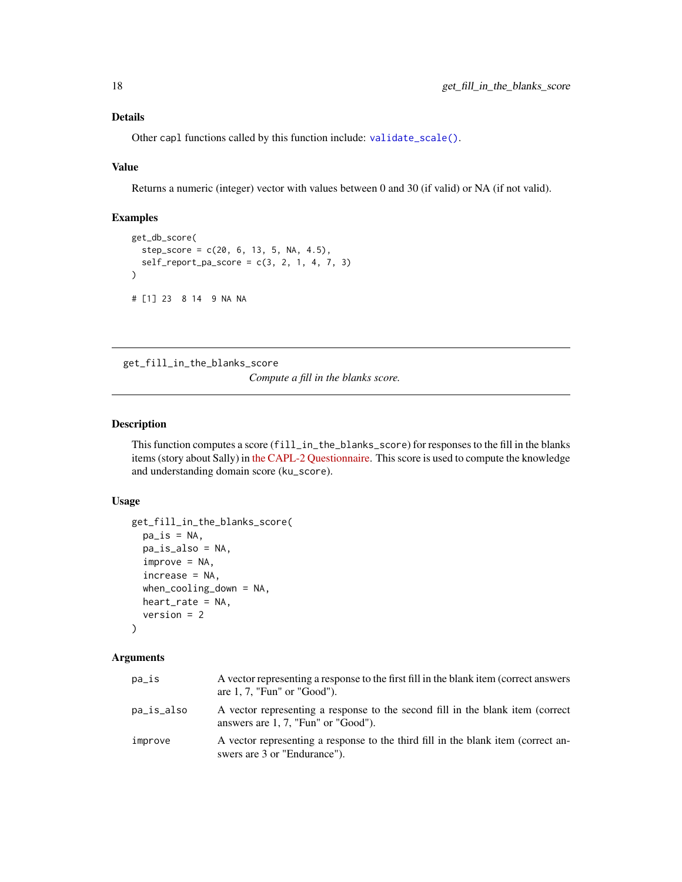### Details

Other capl functions called by this function include: validate_scale().

### Value

Returns a numeric (integer) vector with values between 0 and 30 (if valid) or NA (if not valid).

### Examples

```
get_db_score(
  step_score = c(20, 6, 13, 5, NA, 4.5),
  self_report_pa_score = c(3, 2, 1, 4, 7, 3)
)

# [1] 23  8 14  9 NA NA
```

---

## get_fill_in_the_blanks_score

*Compute a fill in the blanks score.*

---

### Description

This function computes a score (fill_in_the_blanks_score) for responses to the fill in the blanks items (story about Sally) in the CAPL-2 Questionnaire. This score is used to compute the knowledge and understanding domain score (ku_score).

### Usage

```
get_fill_in_the_blanks_score(
  pa_is = NA,
  pa_is_also = NA,
  improve = NA,
  increase = NA,
  when_cooling_down = NA,
  heart_rate = NA,
  version = 2
)
```

### Arguments

| | |
|---|---|
| pa_is | A vector representing a response to the first fill in the blank item (correct answers are 1, 7, "Fun" or "Good"). |
| pa_is_also | A vector representing a response to the second fill in the blank item (correct answers are 1, 7, "Fun" or "Good"). |
| improve | A vector representing a response to the third fill in the blank item (correct answers are 3 or "Endurance"). |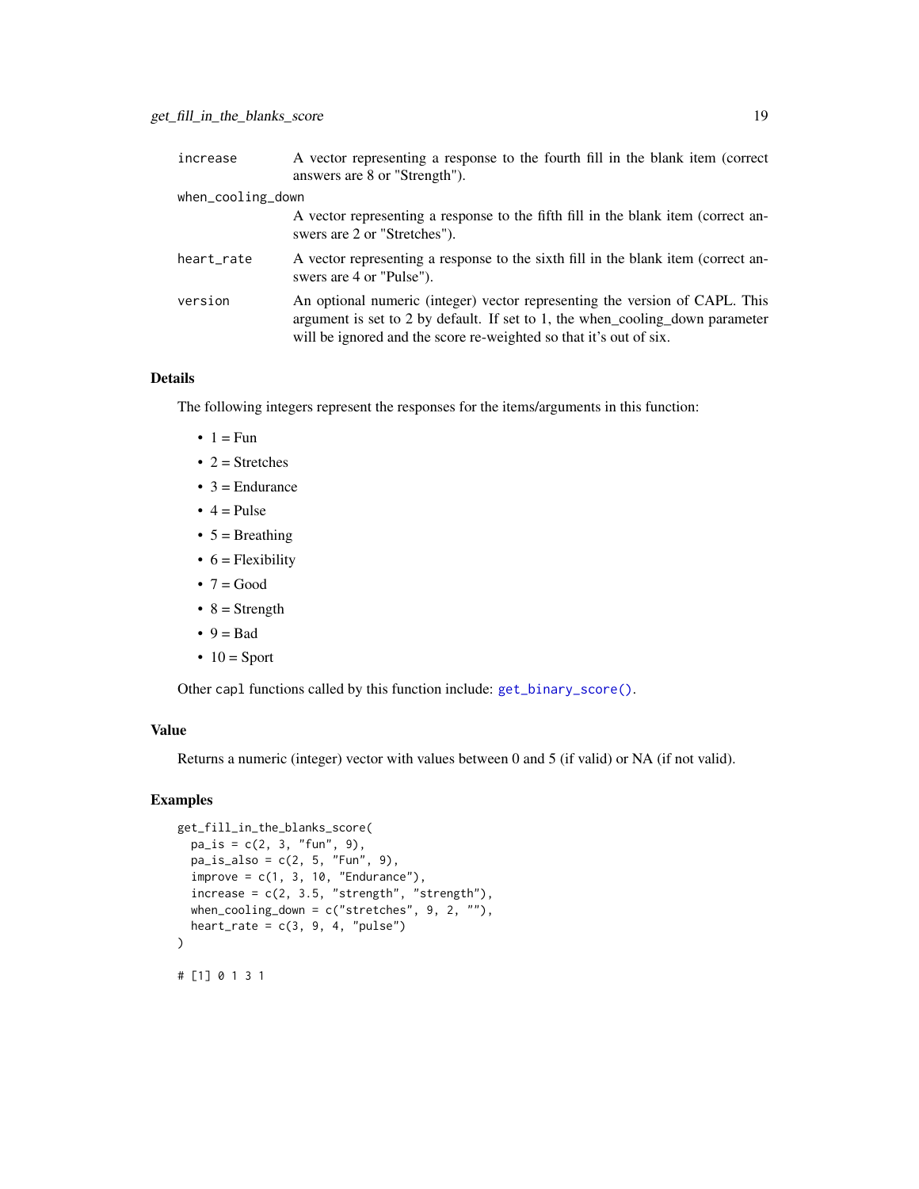| | |
|---|---|
| increase | A vector representing a response to the fourth fill in the blank item (correct answers are 8 or "Strength"). |
| when_cooling_down | A vector representing a response to the fifth fill in the blank item (correct answers are 2 or "Stretches"). |
| heart_rate | A vector representing a response to the sixth fill in the blank item (correct answers are 4 or "Pulse"). |
| version | An optional numeric (integer) vector representing the version of CAPL. This argument is set to 2 by default. If set to 1, the when_cooling_down parameter will be ignored and the score re-weighted so that it's out of six. |

### Details

The following integers represent the responses for the items/arguments in this function:

- 1 = Fun
- 2 = Stretches
- 3 = Endurance
- 4 = Pulse
- 5 = Breathing
- 6 = Flexibility
- 7 = Good
- 8 = Strength
- 9 = Bad
- 10 = Sport

Other capl functions called by this function include: get_binary_score().

### Value

Returns a numeric (integer) vector with values between 0 and 5 (if valid) or NA (if not valid).

### Examples

```
get_fill_in_the_blanks_score(
  pa_is = c(2, 3, "fun", 9),
  pa_is_also = c(2, 5, "Fun", 9),
  improve = c(1, 3, 10, "Endurance"),
  increase = c(2, 3.5, "strength", "strength"),
  when_cooling_down = c("stretches", 9, 2, ""),
  heart_rate = c(3, 9, 4, "pulse")
)

# [1] 0 1 3 1
```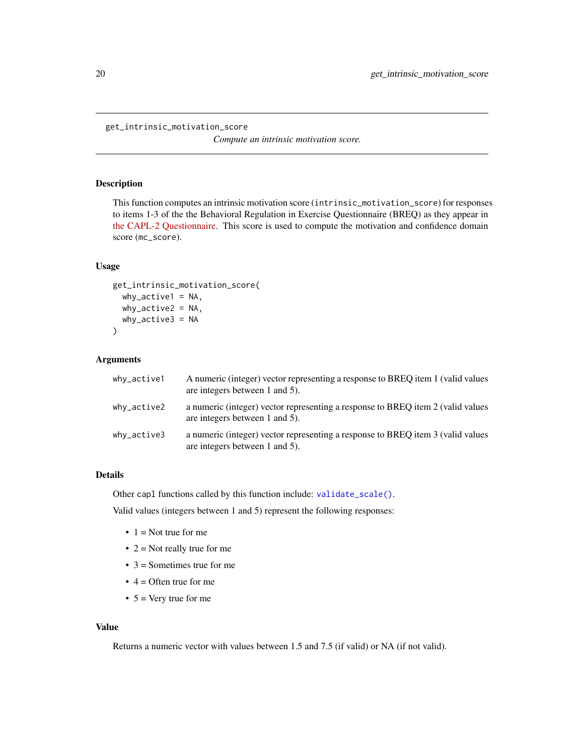## get_intrinsic_motivation_score

*Compute an intrinsic motivation score.*

### Description

This function computes an intrinsic motivation score (`intrinsic_motivation_score`) for responses to items 1-3 of the the Behavioral Regulation in Exercise Questionnaire (BREQ) as they appear in the CAPL-2 Questionnaire. This score is used to compute the motivation and confidence domain score (`mc_score`).

### Usage

```
get_intrinsic_motivation_score(
  why_active1 = NA,
  why_active2 = NA,
  why_active3 = NA
)
```

### Arguments

| | |
|---|---|
| `why_active1` | A numeric (integer) vector representing a response to BREQ item 1 (valid values are integers between 1 and 5). |
| `why_active2` | a numeric (integer) vector representing a response to BREQ item 2 (valid values are integers between 1 and 5). |
| `why_active3` | a numeric (integer) vector representing a response to BREQ item 3 (valid values are integers between 1 and 5). |

### Details

Other `capl` functions called by this function include: `validate_scale()`.

Valid values (integers between 1 and 5) represent the following responses:

- 1 = Not true for me
- 2 = Not really true for me
- 3 = Sometimes true for me
- 4 = Often true for me
- 5 = Very true for me

### Value

Returns a numeric vector with values between 1.5 and 7.5 (if valid) or NA (if not valid).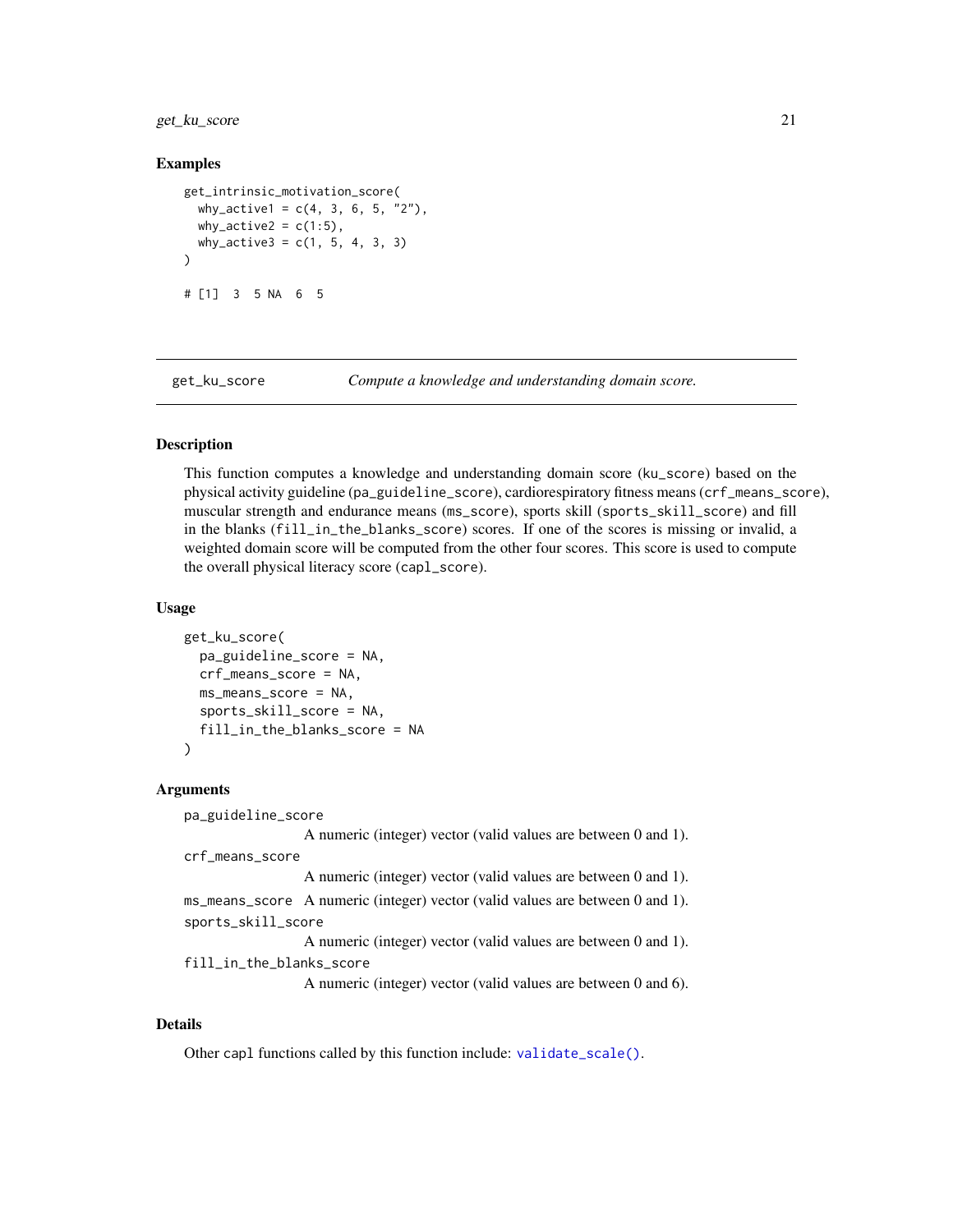### Examples

```
get_intrinsic_motivation_score(
  why_active1 = c(4, 3, 6, 5, "2"),
  why_active2 = c(1:5),
  why_active3 = c(1, 5, 4, 3, 3)
)

# [1]  3  5 NA  6  5
```

## get_ku_score — *Compute a knowledge and understanding domain score.*

### Description

This function computes a knowledge and understanding domain score (`ku_score`) based on the physical activity guideline (`pa_guideline_score`), cardiorespiratory fitness means (`crf_means_score`), muscular strength and endurance means (`ms_score`), sports skill (`sports_skill_score`) and fill in the blanks (`fill_in_the_blanks_score`) scores. If one of the scores is missing or invalid, a weighted domain score will be computed from the other four scores. This score is used to compute the overall physical literacy score (`capl_score`).

### Usage

```
get_ku_score(
  pa_guideline_score = NA,
  crf_means_score = NA,
  ms_means_score = NA,
  sports_skill_score = NA,
  fill_in_the_blanks_score = NA
)
```

### Arguments

- `pa_guideline_score` — A numeric (integer) vector (valid values are between 0 and 1).
- `crf_means_score` — A numeric (integer) vector (valid values are between 0 and 1).
- `ms_means_score` — A numeric (integer) vector (valid values are between 0 and 1).
- `sports_skill_score` — A numeric (integer) vector (valid values are between 0 and 1).
- `fill_in_the_blanks_score` — A numeric (integer) vector (valid values are between 0 and 6).

### Details

Other `capl` functions called by this function include: `validate_scale()`.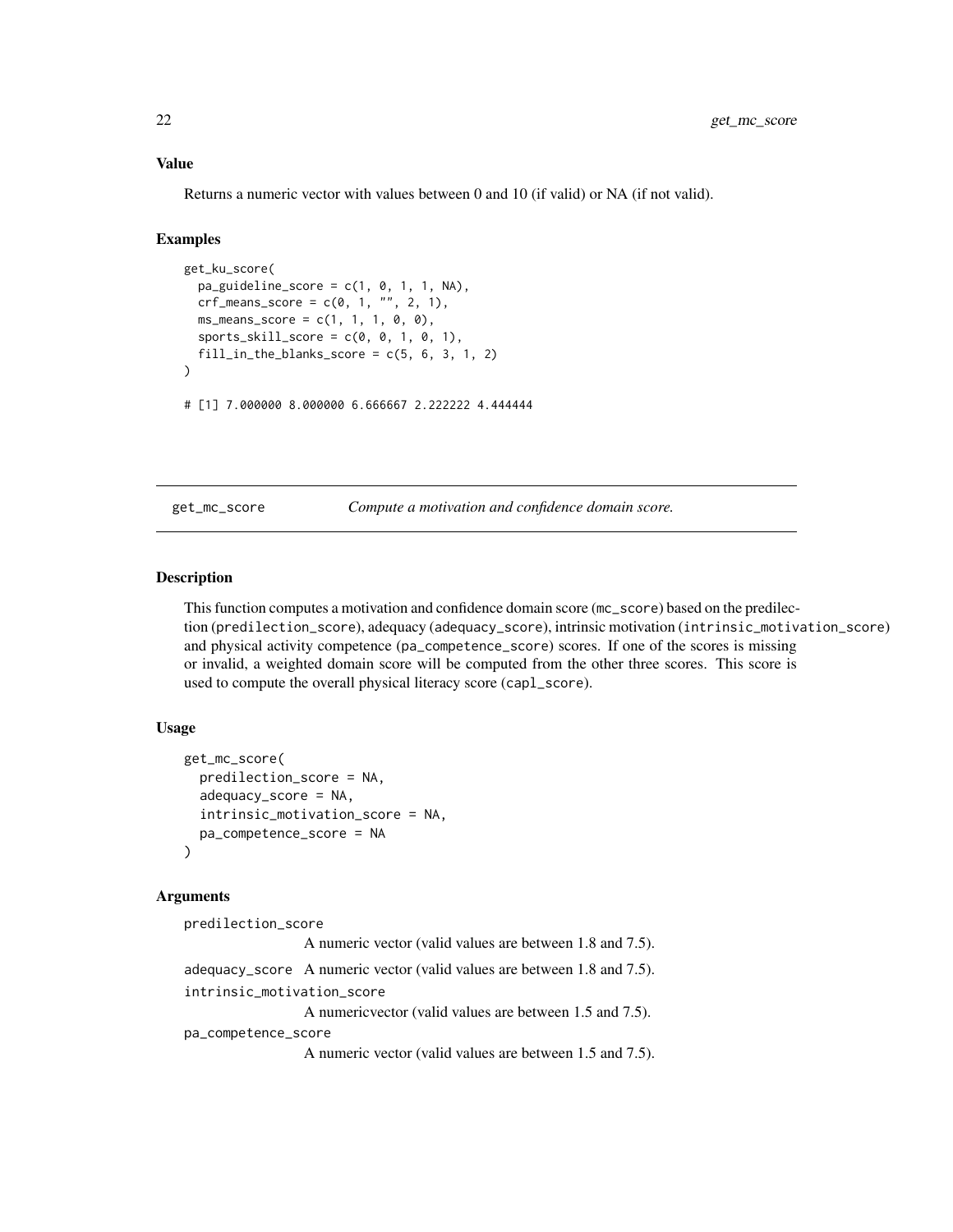### Value

Returns a numeric vector with values between 0 and 10 (if valid) or NA (if not valid).

### Examples

```
get_ku_score(
  pa_guideline_score = c(1, 0, 1, 1, NA),
  crf_means_score = c(0, 1, "", 2, 1),
  ms_means_score = c(1, 1, 1, 0, 0),
  sports_skill_score = c(0, 0, 1, 0, 1),
  fill_in_the_blanks_score = c(5, 6, 3, 1, 2)
)

# [1] 7.000000 8.000000 6.666667 2.222222 4.444444
```

---

## get_mc_score — *Compute a motivation and confidence domain score.*

### Description

This function computes a motivation and confidence domain score (mc_score) based on the predilection (predilection_score), adequacy (adequacy_score), intrinsic motivation (intrinsic_motivation_score) and physical activity competence (pa_competence_score) scores. If one of the scores is missing or invalid, a weighted domain score will be computed from the other three scores. This score is used to compute the overall physical literacy score (capl_score).

### Usage

```
get_mc_score(
  predilection_score = NA,
  adequacy_score = NA,
  intrinsic_motivation_score = NA,
  pa_competence_score = NA
)
```

### Arguments

predilection_score
: A numeric vector (valid values are between 1.8 and 7.5).

adequacy_score
: A numeric vector (valid values are between 1.8 and 7.5).

intrinsic_motivation_score
: A numericvector (valid values are between 1.5 and 7.5).

pa_competence_score
: A numeric vector (valid values are between 1.5 and 7.5).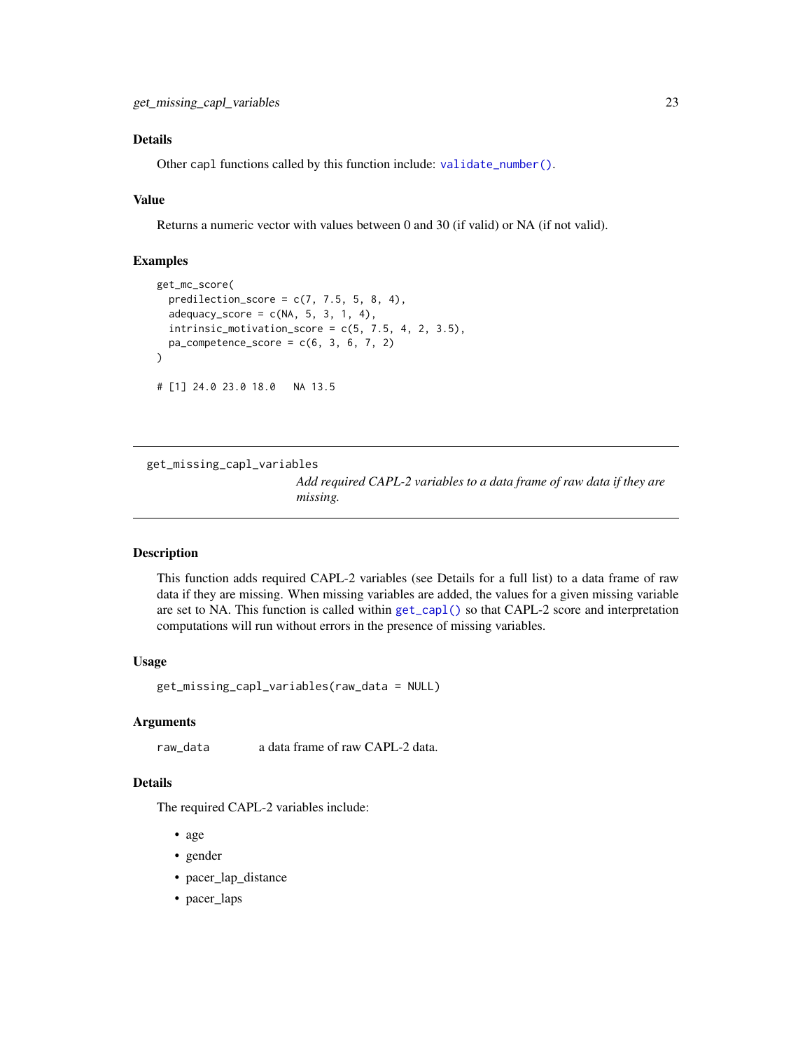### Details

Other capl functions called by this function include: validate_number().

### Value

Returns a numeric vector with values between 0 and 30 (if valid) or NA (if not valid).

### Examples

```
get_mc_score(
  predilection_score = c(7, 7.5, 5, 8, 4),
  adequacy_score = c(NA, 5, 3, 1, 4),
  intrinsic_motivation_score = c(5, 7.5, 4, 2, 3.5),
  pa_competence_score = c(6, 3, 6, 7, 2)
)

# [1] 24.0 23.0 18.0   NA 13.5
```

---

## get_missing_capl_variables

*Add required CAPL-2 variables to a data frame of raw data if they are missing.*

---

### Description

This function adds required CAPL-2 variables (see Details for a full list) to a data frame of raw data if they are missing. When missing variables are added, the values for a given missing variable are set to NA. This function is called within get_capl() so that CAPL-2 score and interpretation computations will run without errors in the presence of missing variables.

### Usage

```
get_missing_capl_variables(raw_data = NULL)
```

### Arguments

| | |
|---|---|
| raw_data | a data frame of raw CAPL-2 data. |

### Details

The required CAPL-2 variables include:

- age
- gender
- pacer_lap_distance
- pacer_laps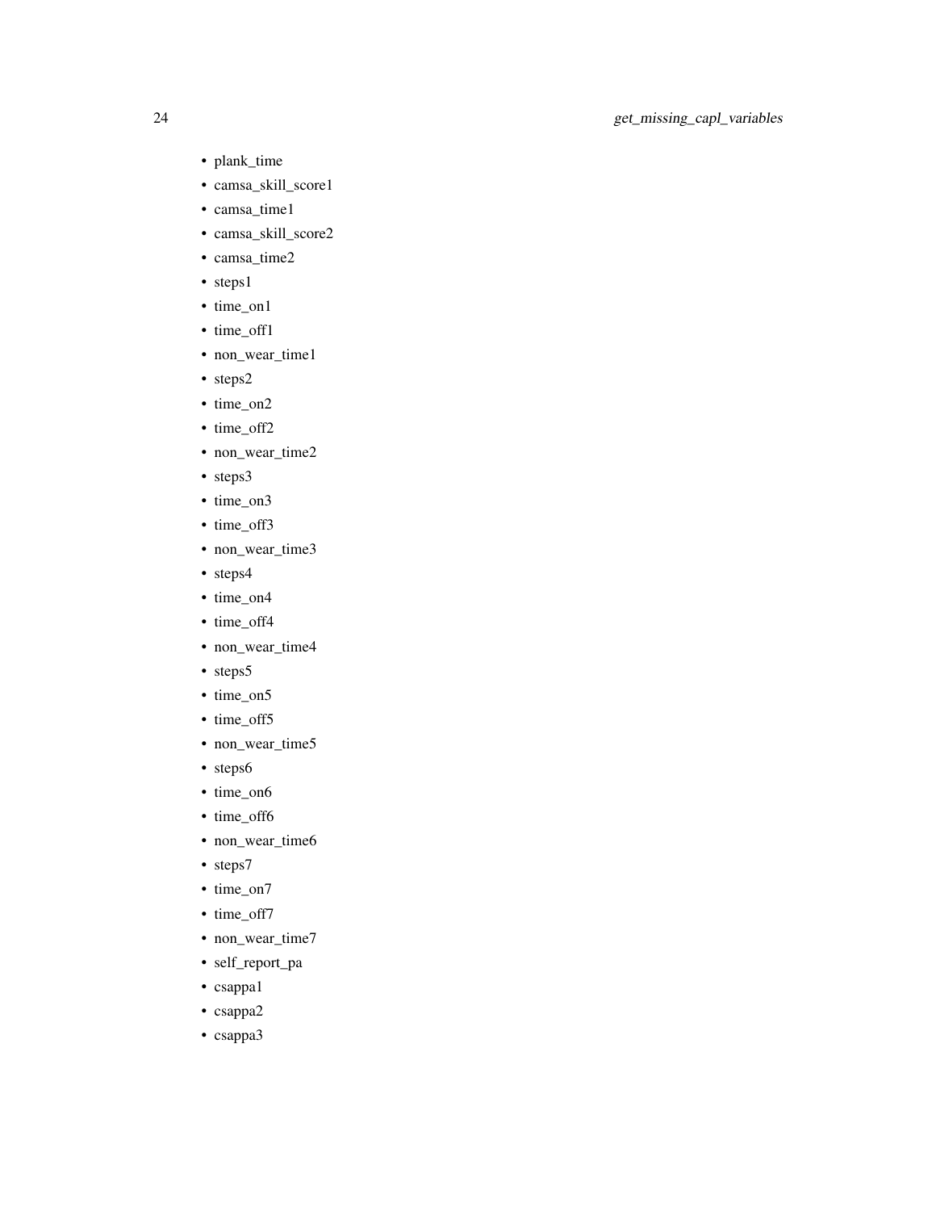- plank_time
- camsa_skill_score1
- camsa_time1
- camsa_skill_score2
- camsa_time2
- steps1
- time_on1
- time_off1
- non_wear_time1
- steps2
- time_on2
- time_off2
- non_wear_time2
- steps3
- time_on3
- time_off3
- non_wear_time3
- steps4
- time_on4
- time_off4
- non_wear_time4
- steps5
- time_on5
- time_off5
- non_wear_time5
- steps6
- time_on6
- time_off6
- non_wear_time6
- steps7
- time_on7
- time_off7
- non_wear_time7
- self_report_pa
- csappa1
- csappa2
- csappa3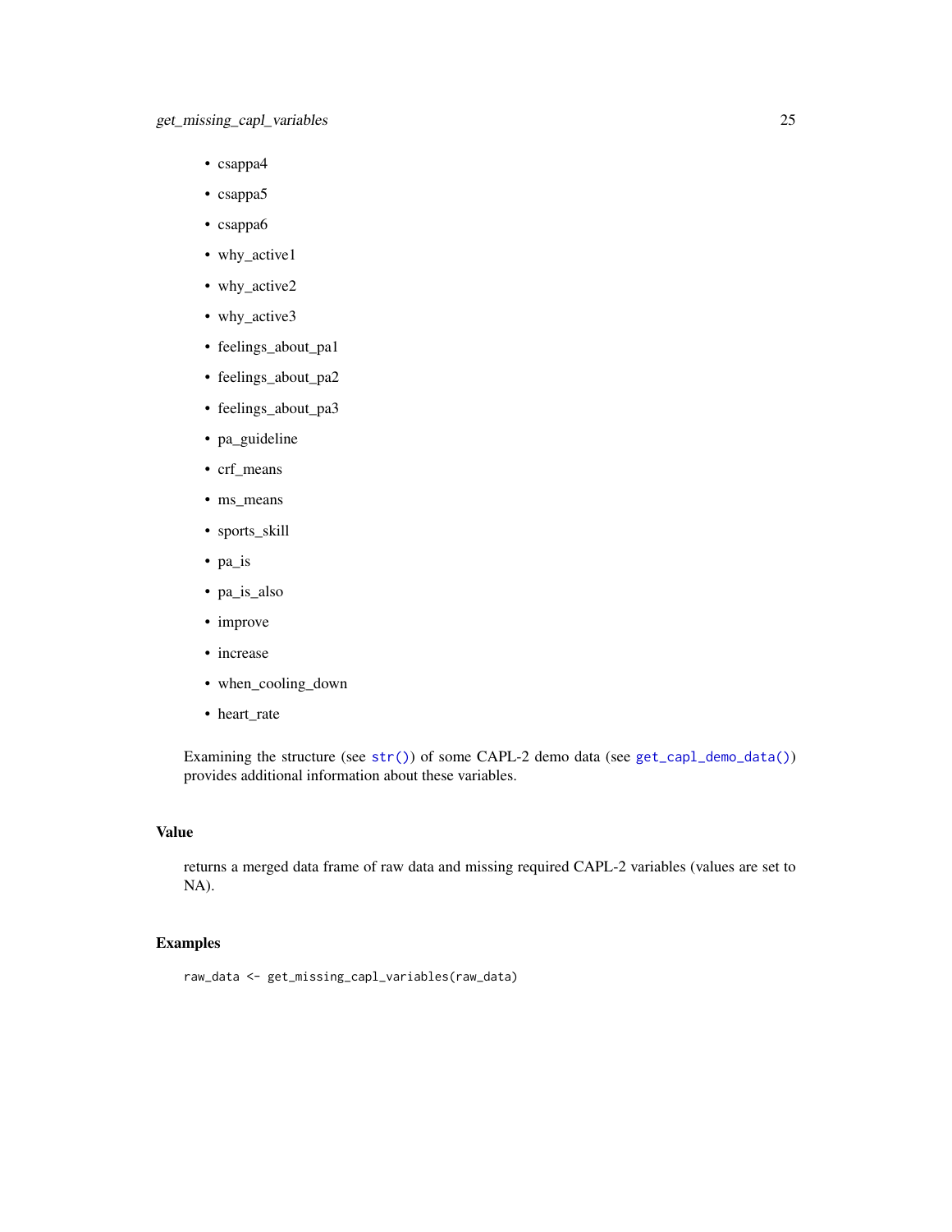- csappa4
- csappa5
- csappa6
- why_active1
- why_active2
- why_active3
- feelings_about_pa1
- feelings_about_pa2
- feelings_about_pa3
- pa_guideline
- crf_means
- ms_means
- sports_skill
- pa_is
- pa_is_also
- improve
- increase
- when_cooling_down
- heart_rate

Examining the structure (see `str()`) of some CAPL-2 demo data (see `get_capl_demo_data()`) provides additional information about these variables.

## Value

returns a merged data frame of raw data and missing required CAPL-2 variables (values are set to NA).

## Examples

```
raw_data <- get_missing_capl_variables(raw_data)
```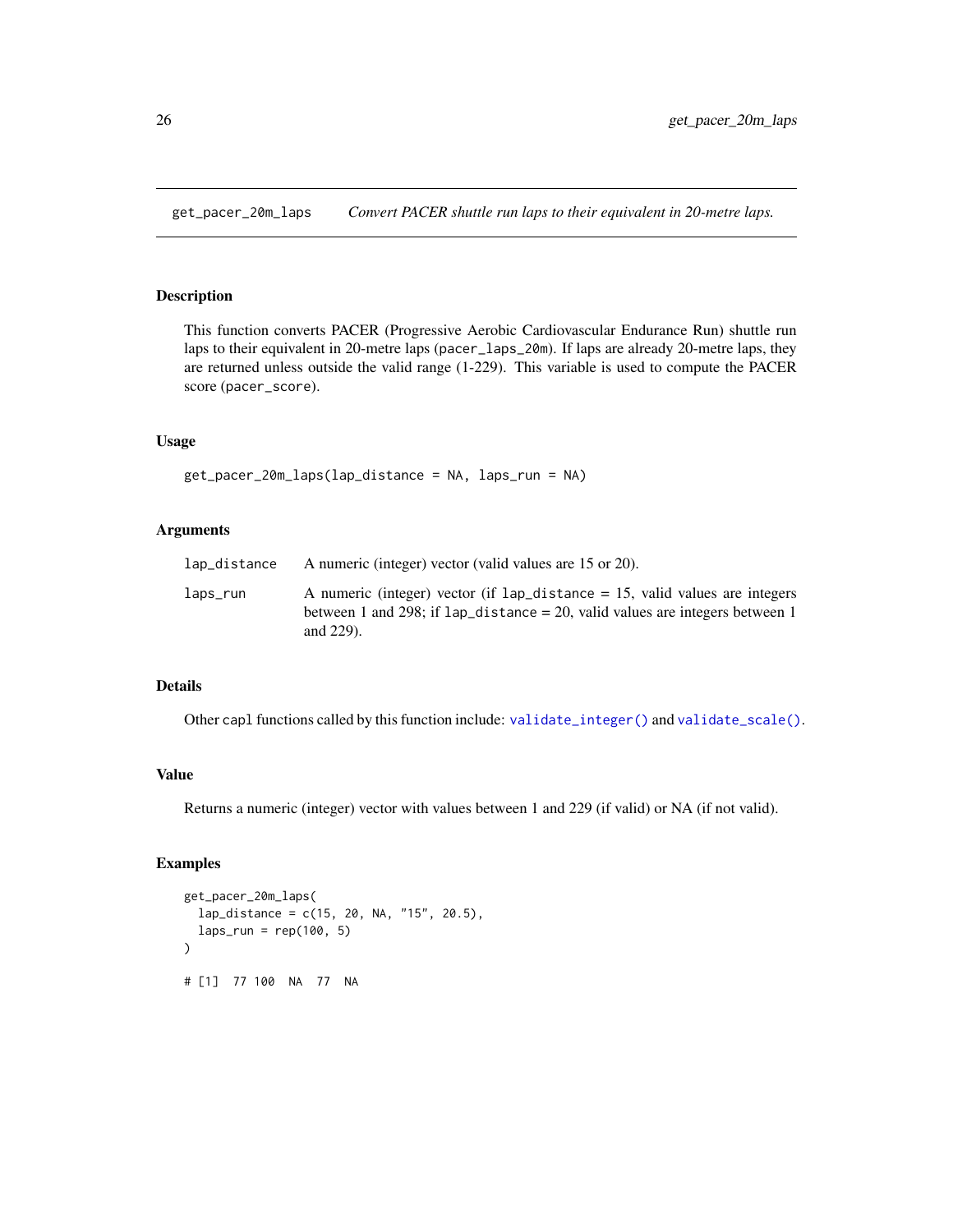## get_pacer_20m_laps — *Convert PACER shuttle run laps to their equivalent in 20-metre laps.*

### Description

This function converts PACER (Progressive Aerobic Cardiovascular Endurance Run) shuttle run laps to their equivalent in 20-metre laps (`pacer_laps_20m`). If laps are already 20-metre laps, they are returned unless outside the valid range (1-229). This variable is used to compute the PACER score (`pacer_score`).

### Usage

```
get_pacer_20m_laps(lap_distance = NA, laps_run = NA)
```

### Arguments

| | |
|---|---|
| `lap_distance` | A numeric (integer) vector (valid values are 15 or 20). |
| `laps_run` | A numeric (integer) vector (if `lap_distance` = 15, valid values are integers between 1 and 298; if `lap_distance` = 20, valid values are integers between 1 and 229). |

### Details

Other `capl` functions called by this function include: `validate_integer()` and `validate_scale()`.

### Value

Returns a numeric (integer) vector with values between 1 and 229 (if valid) or NA (if not valid).

### Examples

```
get_pacer_20m_laps(
  lap_distance = c(15, 20, NA, "15", 20.5),
  laps_run = rep(100, 5)
)

# [1]  77 100  NA  77  NA
```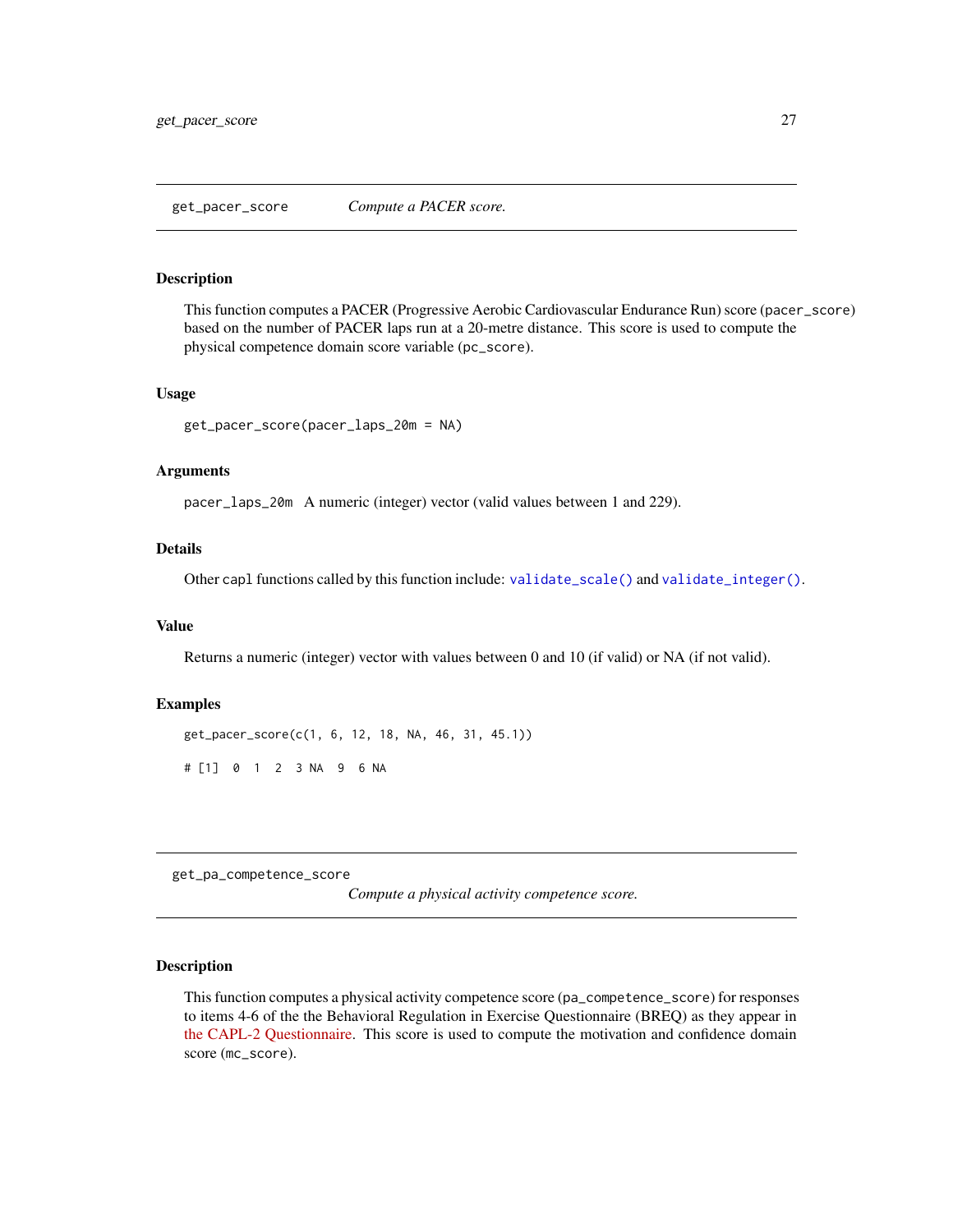## get_pacer_score — *Compute a PACER score.*

### Description

This function computes a PACER (Progressive Aerobic Cardiovascular Endurance Run) score (`pacer_score`) based on the number of PACER laps run at a 20-metre distance. This score is used to compute the physical competence domain score variable (`pc_score`).

### Usage

```
get_pacer_score(pacer_laps_20m = NA)
```

### Arguments

`pacer_laps_20m` A numeric (integer) vector (valid values between 1 and 229).

### Details

Other `capl` functions called by this function include: `validate_scale()` and `validate_integer()`.

### Value

Returns a numeric (integer) vector with values between 0 and 10 (if valid) or NA (if not valid).

### Examples

```
get_pacer_score(c(1, 6, 12, 18, NA, 46, 31, 45.1))

# [1]  0  1  2  3 NA  9  6 NA
```

## get_pa_competence_score — *Compute a physical activity competence score.*

### Description

This function computes a physical activity competence score (`pa_competence_score`) for responses to items 4-6 of the the Behavioral Regulation in Exercise Questionnaire (BREQ) as they appear in the CAPL-2 Questionnaire. This score is used to compute the motivation and confidence domain score (`mc_score`).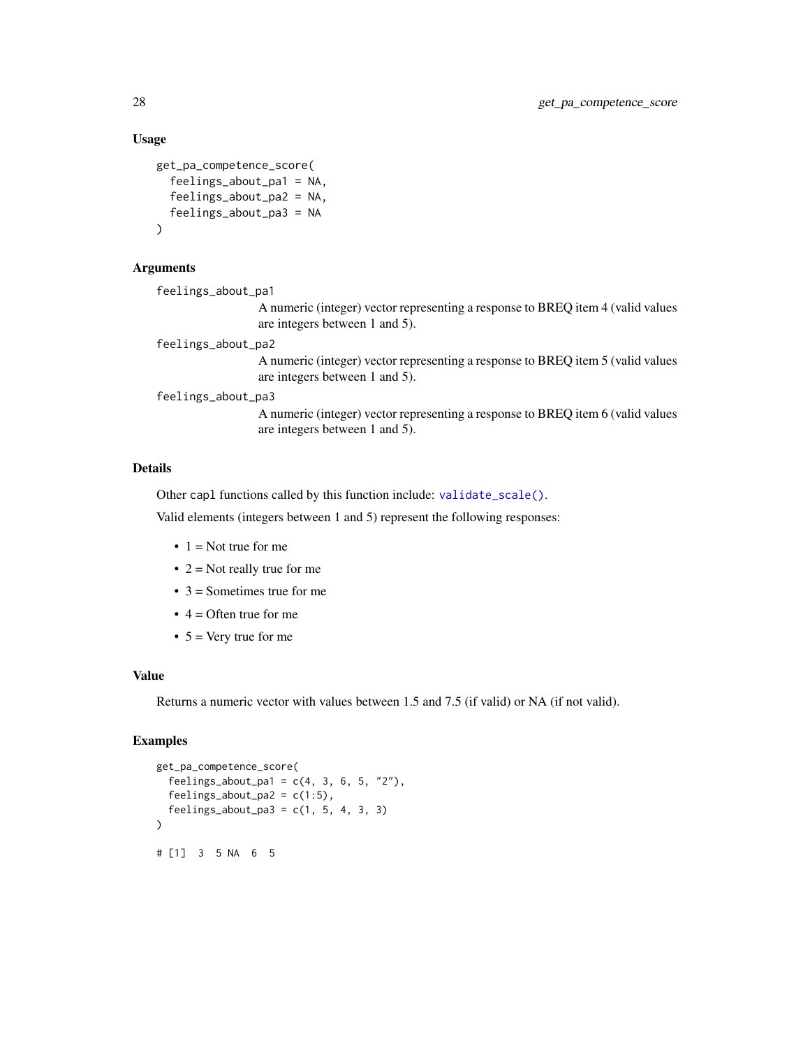### Usage

```
get_pa_competence_score(
  feelings_about_pa1 = NA,
  feelings_about_pa2 = NA,
  feelings_about_pa3 = NA
)
```

### Arguments

`feelings_about_pa1`
: A numeric (integer) vector representing a response to BREQ item 4 (valid values are integers between 1 and 5).

`feelings_about_pa2`
: A numeric (integer) vector representing a response to BREQ item 5 (valid values are integers between 1 and 5).

`feelings_about_pa3`
: A numeric (integer) vector representing a response to BREQ item 6 (valid values are integers between 1 and 5).

### Details

Other `capl` functions called by this function include: `validate_scale()`.

Valid elements (integers between 1 and 5) represent the following responses:

- 1 = Not true for me
- 2 = Not really true for me
- 3 = Sometimes true for me
- 4 = Often true for me
- 5 = Very true for me

### Value

Returns a numeric vector with values between 1.5 and 7.5 (if valid) or NA (if not valid).

### Examples

```
get_pa_competence_score(
  feelings_about_pa1 = c(4, 3, 6, 5, "2"),
  feelings_about_pa2 = c(1:5),
  feelings_about_pa3 = c(1, 5, 4, 3, 3)
)

# [1]  3  5 NA  6  5
```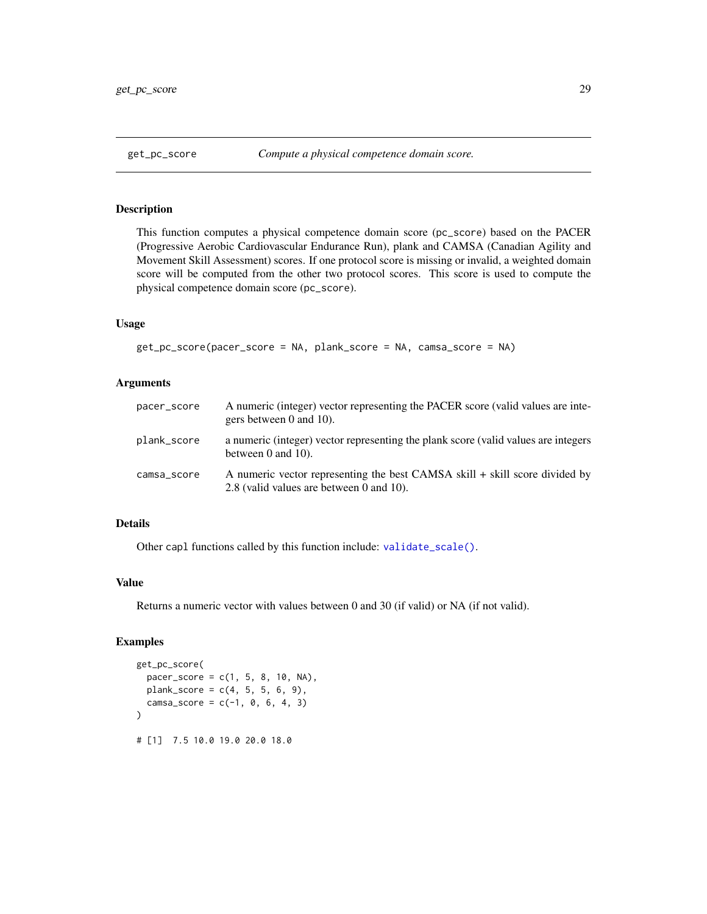## get_pc_score — *Compute a physical competence domain score.*

### Description

This function computes a physical competence domain score (`pc_score`) based on the PACER (Progressive Aerobic Cardiovascular Endurance Run), plank and CAMSA (Canadian Agility and Movement Skill Assessment) scores. If one protocol score is missing or invalid, a weighted domain score will be computed from the other two protocol scores. This score is used to compute the physical competence domain score (`pc_score`).

### Usage

```
get_pc_score(pacer_score = NA, plank_score = NA, camsa_score = NA)
```

### Arguments

| | |
|---|---|
| `pacer_score` | A numeric (integer) vector representing the PACER score (valid values are integers between 0 and 10). |
| `plank_score` | a numeric (integer) vector representing the plank score (valid values are integers between 0 and 10). |
| `camsa_score` | A numeric vector representing the best CAMSA skill + skill score divided by 2.8 (valid values are between 0 and 10). |

### Details

Other `capl` functions called by this function include: `validate_scale()`.

### Value

Returns a numeric vector with values between 0 and 30 (if valid) or NA (if not valid).

### Examples

```
get_pc_score(
  pacer_score = c(1, 5, 8, 10, NA),
  plank_score = c(4, 5, 5, 6, 9),
  camsa_score = c(-1, 0, 6, 4, 3)
)

# [1]  7.5 10.0 19.0 20.0 18.0
```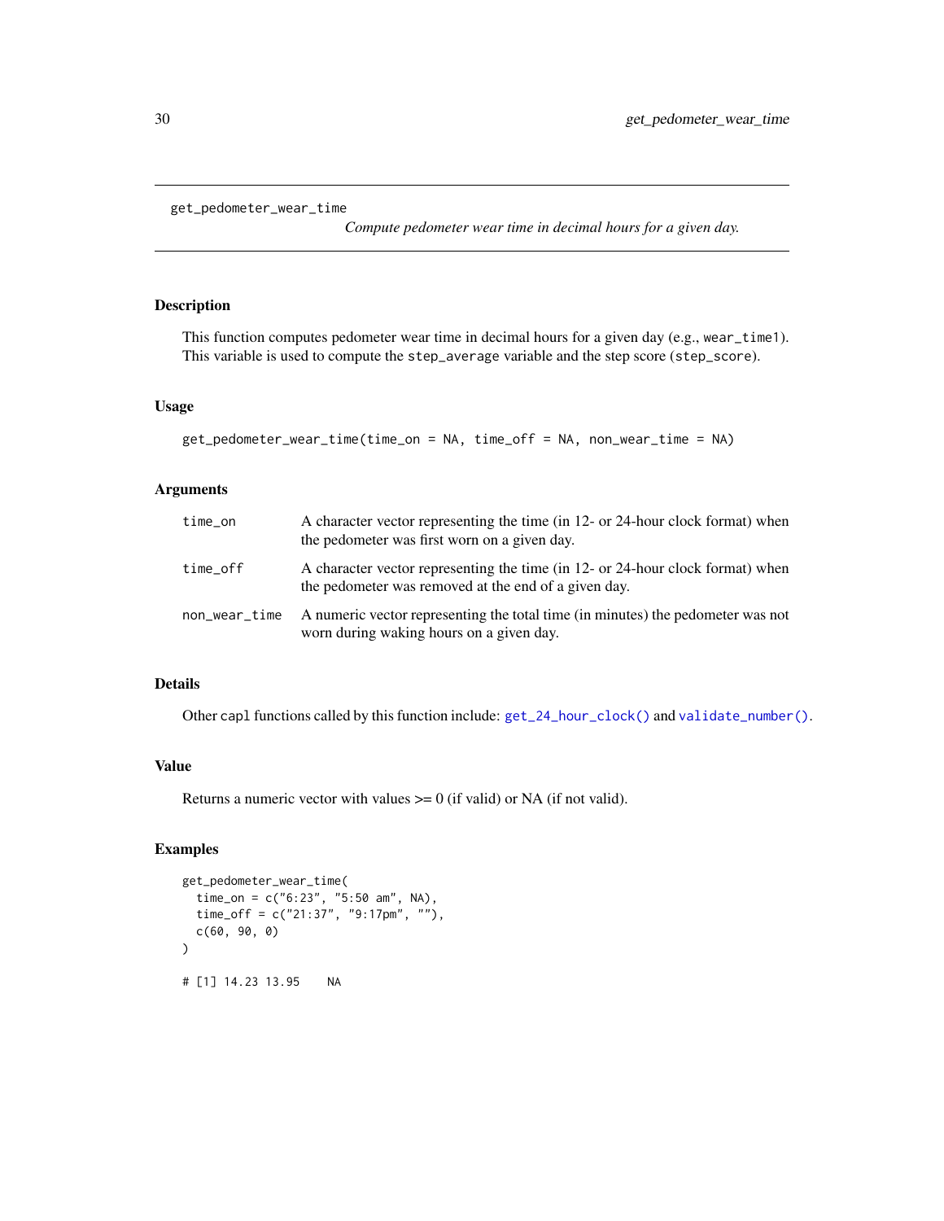## get_pedometer_wear_time

*Compute pedometer wear time in decimal hours for a given day.*

### Description

This function computes pedometer wear time in decimal hours for a given day (e.g., wear_time1). This variable is used to compute the step_average variable and the step score (step_score).

### Usage

```
get_pedometer_wear_time(time_on = NA, time_off = NA, non_wear_time = NA)
```

### Arguments

| | |
|---|---|
| time_on | A character vector representing the time (in 12- or 24-hour clock format) when the pedometer was first worn on a given day. |
| time_off | A character vector representing the time (in 12- or 24-hour clock format) when the pedometer was removed at the end of a given day. |
| non_wear_time | A numeric vector representing the total time (in minutes) the pedometer was not worn during waking hours on a given day. |

### Details

Other capl functions called by this function include: get_24_hour_clock() and validate_number().

### Value

Returns a numeric vector with values >= 0 (if valid) or NA (if not valid).

### Examples

```
get_pedometer_wear_time(
  time_on = c("6:23", "5:50 am", NA),
  time_off = c("21:37", "9:17pm", ""),
  c(60, 90, 0)
)

# [1] 14.23 13.95    NA
```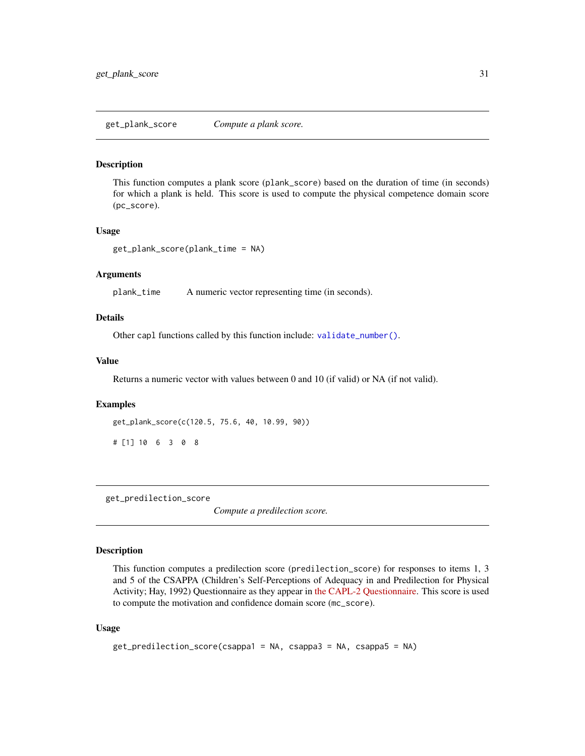## get_plank_score — *Compute a plank score.*

### Description

This function computes a plank score (`plank_score`) based on the duration of time (in seconds) for which a plank is held. This score is used to compute the physical competence domain score (`pc_score`).

### Usage

```
get_plank_score(plank_time = NA)
```

### Arguments

| | |
|---|---|
| `plank_time` | A numeric vector representing time (in seconds). |

### Details

Other `capl` functions called by this function include: `validate_number()`.

### Value

Returns a numeric vector with values between 0 and 10 (if valid) or NA (if not valid).

### Examples

```
get_plank_score(c(120.5, 75.6, 40, 10.99, 90))

# [1] 10  6  3  0  8
```

## get_predilection_score — *Compute a predilection score.*

### Description

This function computes a predilection score (`predilection_score`) for responses to items 1, 3 and 5 of the CSAPPA (Children's Self-Perceptions of Adequacy in and Predilection for Physical Activity; Hay, 1992) Questionnaire as they appear in the CAPL-2 Questionnaire. This score is used to compute the motivation and confidence domain score (`mc_score`).

### Usage

```
get_predilection_score(csappa1 = NA, csappa3 = NA, csappa5 = NA)
```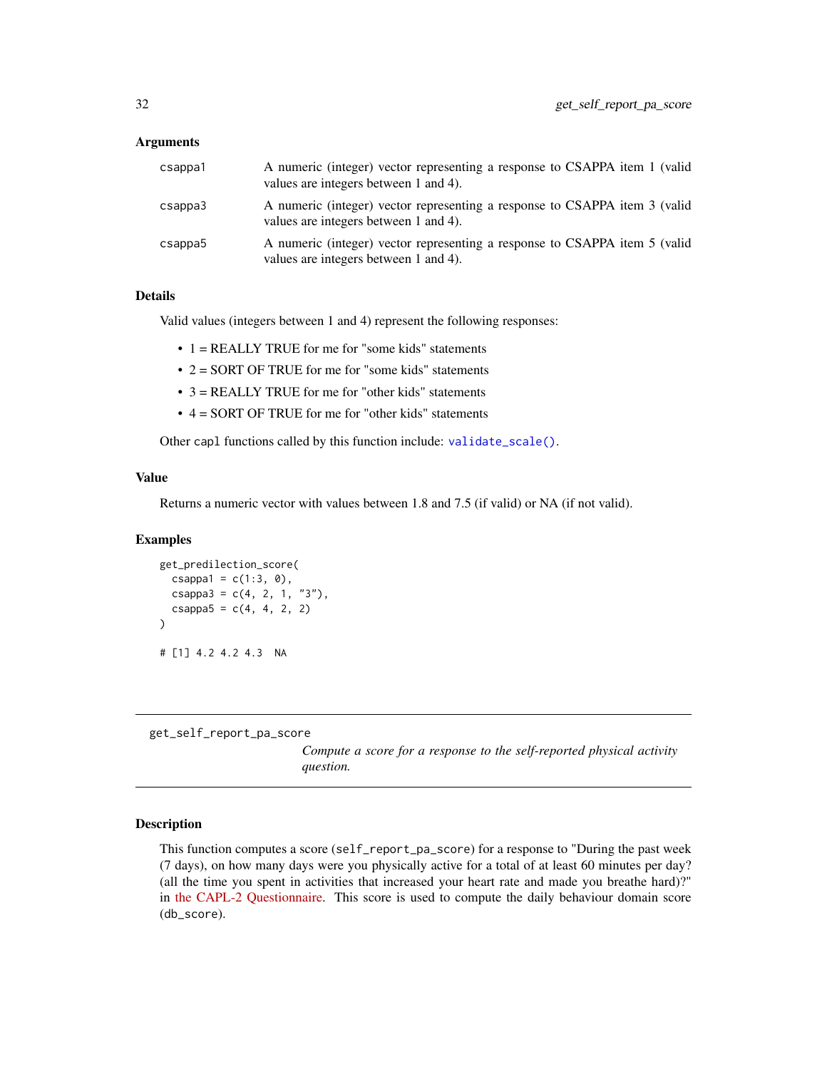### Arguments

| | |
|---|---|
| csappa1 | A numeric (integer) vector representing a response to CSAPPA item 1 (valid values are integers between 1 and 4). |
| csappa3 | A numeric (integer) vector representing a response to CSAPPA item 3 (valid values are integers between 1 and 4). |
| csappa5 | A numeric (integer) vector representing a response to CSAPPA item 5 (valid values are integers between 1 and 4). |

### Details

Valid values (integers between 1 and 4) represent the following responses:

- 1 = REALLY TRUE for me for "some kids" statements
- 2 = SORT OF TRUE for me for "some kids" statements
- 3 = REALLY TRUE for me for "other kids" statements
- 4 = SORT OF TRUE for me for "other kids" statements

Other `capl` functions called by this function include: `validate_scale()`.

### Value

Returns a numeric vector with values between 1.8 and 7.5 (if valid) or NA (if not valid).

### Examples

```
get_predilection_score(
  csappa1 = c(1:3, 0),
  csappa3 = c(4, 2, 1, "3"),
  csappa5 = c(4, 4, 2, 2)
)

# [1] 4.2 4.2 4.3  NA
```

---

## get_self_report_pa_score

*Compute a score for a response to the self-reported physical activity question.*

---

### Description

This function computes a score (`self_report_pa_score`) for a response to "During the past week (7 days), on how many days were you physically active for a total of at least 60 minutes per day? (all the time you spent in activities that increased your heart rate and made you breathe hard)?" in the CAPL-2 Questionnaire. This score is used to compute the daily behaviour domain score (`db_score`).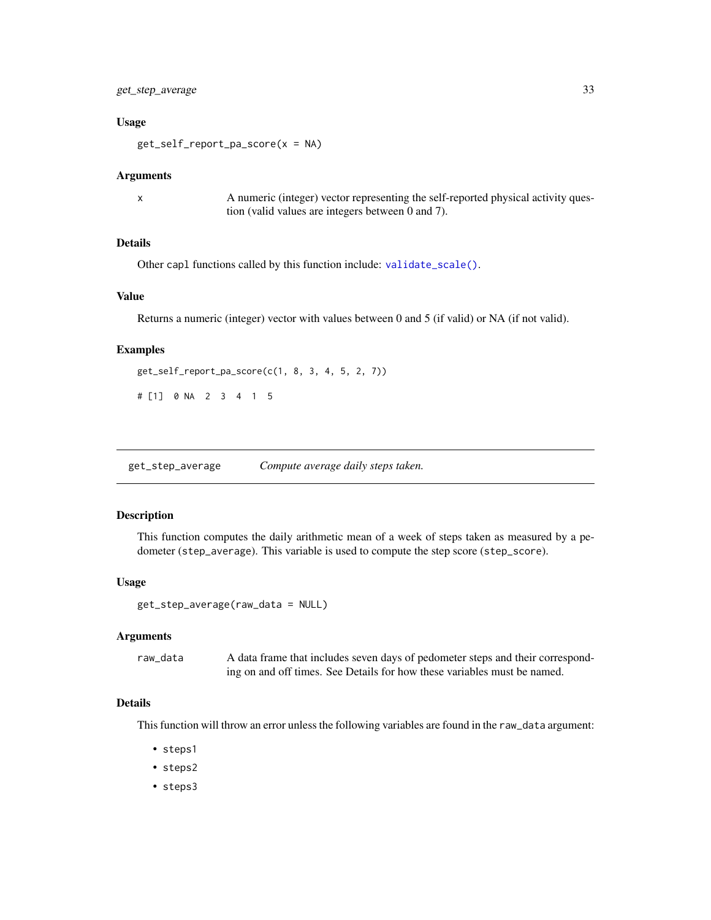### Usage

```
get_self_report_pa_score(x = NA)
```

### Arguments

x A numeric (integer) vector representing the self-reported physical activity question (valid values are integers between 0 and 7).

### Details

Other capl functions called by this function include: validate_scale().

### Value

Returns a numeric (integer) vector with values between 0 and 5 (if valid) or NA (if not valid).

### Examples

```
get_self_report_pa_score(c(1, 8, 3, 4, 5, 2, 7))

# [1]  0 NA  2  3  4  1  5
```

---

## get_step_average    *Compute average daily steps taken.*

---

### Description

This function computes the daily arithmetic mean of a week of steps taken as measured by a pedometer (step_average). This variable is used to compute the step score (step_score).

### Usage

```
get_step_average(raw_data = NULL)
```

### Arguments

raw_data A data frame that includes seven days of pedometer steps and their corresponding on and off times. See Details for how these variables must be named.

### Details

This function will throw an error unless the following variables are found in the raw_data argument:

- steps1
- steps2
- steps3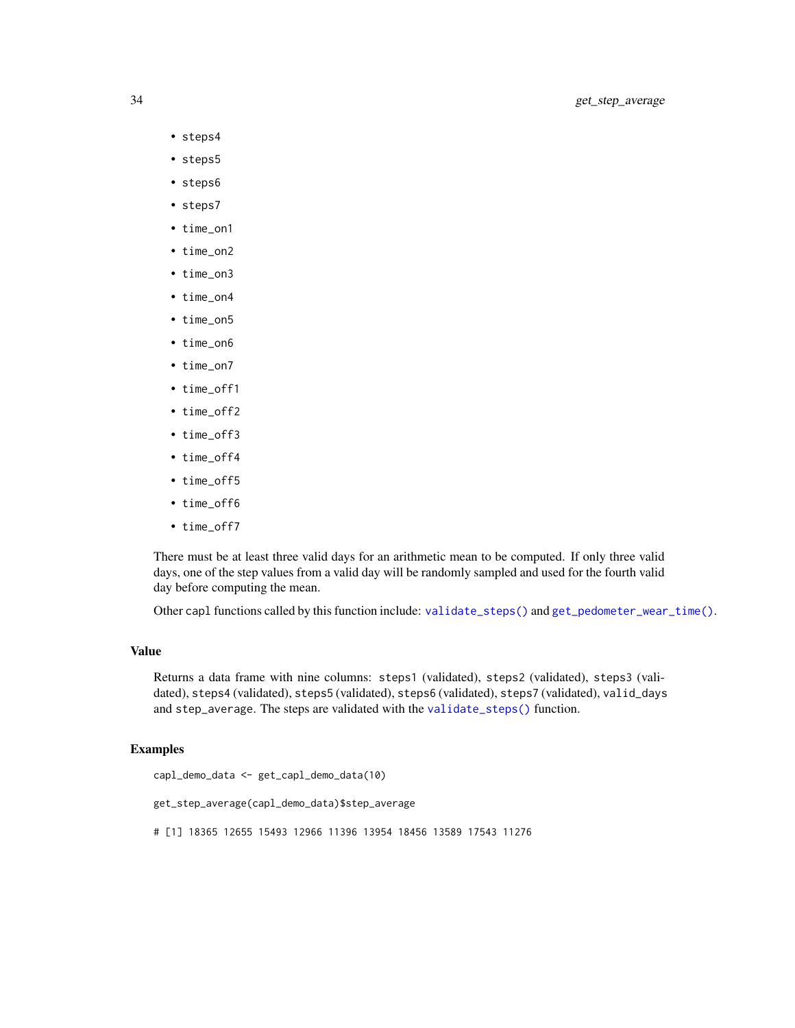- steps4
- steps5
- steps6
- steps7
- time_on1
- time_on2
- time_on3
- time_on4
- time_on5
- time_on6
- time_on7
- time_off1
- time_off2
- time_off3
- time_off4
- time_off5
- time_off6
- time_off7

There must be at least three valid days for an arithmetic mean to be computed. If only three valid days, one of the step values from a valid day will be randomly sampled and used for the fourth valid day before computing the mean.

Other capl functions called by this function include: validate_steps() and get_pedometer_wear_time().

### Value

Returns a data frame with nine columns: steps1 (validated), steps2 (validated), steps3 (validated), steps4 (validated), steps5 (validated), steps6 (validated), steps7 (validated), valid_days and step_average. The steps are validated with the validate_steps() function.

### Examples

```
capl_demo_data <- get_capl_demo_data(10)

get_step_average(capl_demo_data)$step_average

# [1] 18365 12655 15493 12966 11396 13954 18456 13589 17543 11276
```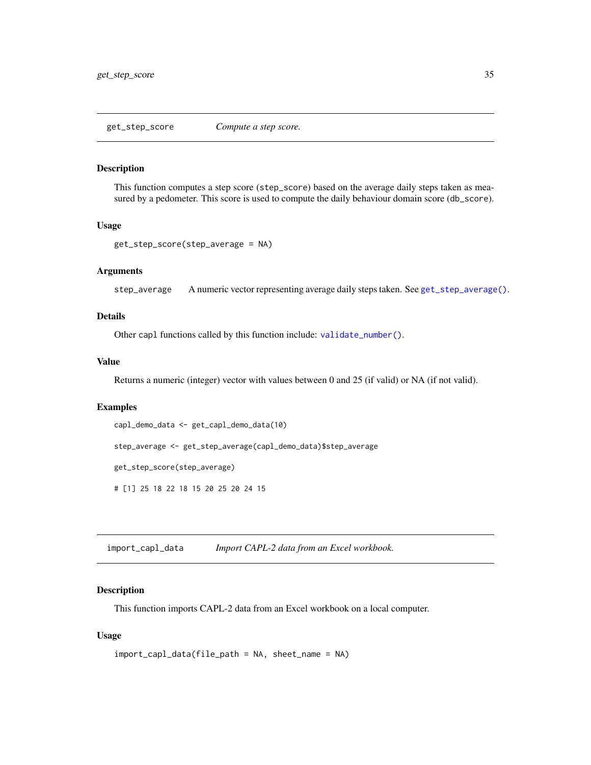## get_step_score — *Compute a step score.*

### Description

This function computes a step score (`step_score`) based on the average daily steps taken as measured by a pedometer. This score is used to compute the daily behaviour domain score (`db_score`).

### Usage

```
get_step_score(step_average = NA)
```

### Arguments

`step_average` A numeric vector representing average daily steps taken. See `get_step_average()`.

### Details

Other `capl` functions called by this function include: `validate_number()`.

### Value

Returns a numeric (integer) vector with values between 0 and 25 (if valid) or NA (if not valid).

### Examples

```
capl_demo_data <- get_capl_demo_data(10)

step_average <- get_step_average(capl_demo_data)$step_average

get_step_score(step_average)

# [1] 25 18 22 18 15 20 25 20 24 15
```

## import_capl_data — *Import CAPL-2 data from an Excel workbook.*

### Description

This function imports CAPL-2 data from an Excel workbook on a local computer.

### Usage

```
import_capl_data(file_path = NA, sheet_name = NA)
```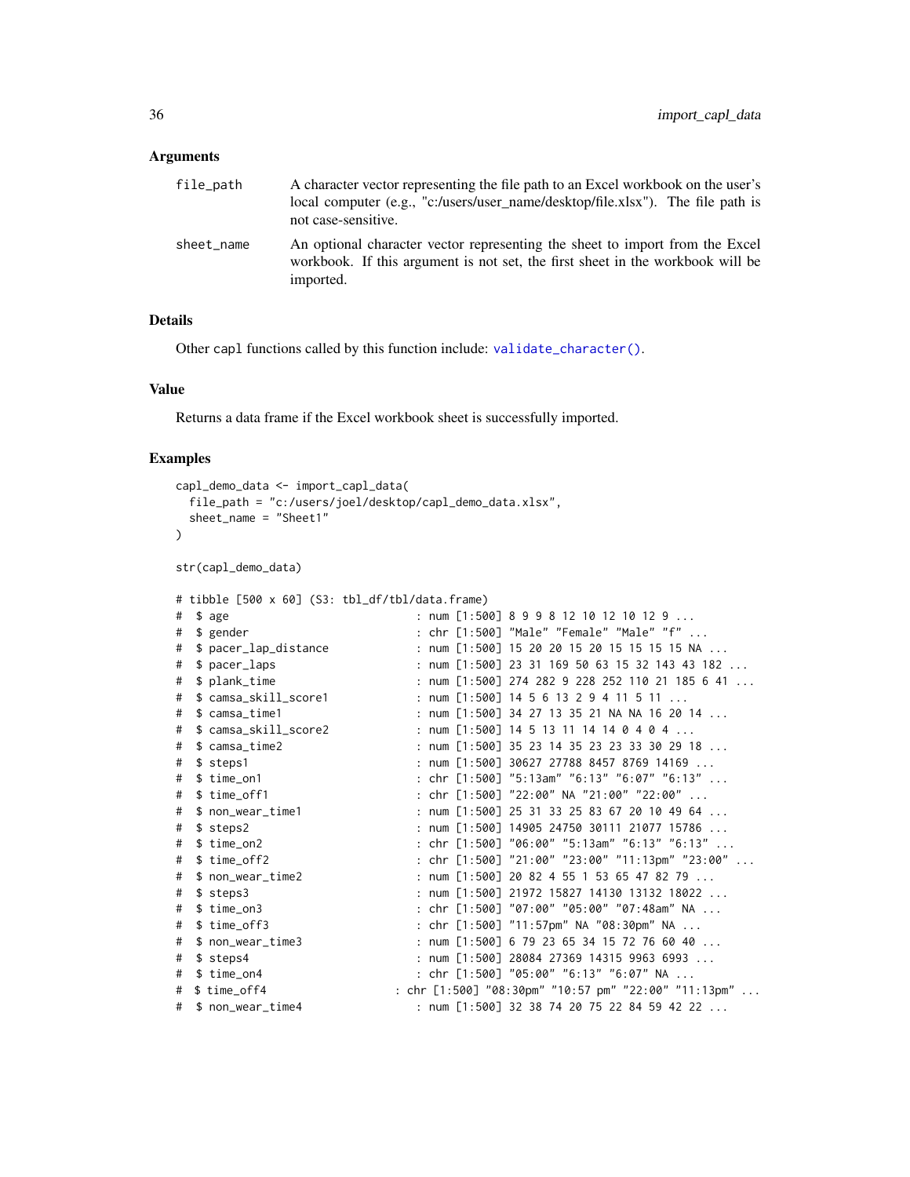### Arguments

| | |
|---|---|
| `file_path` | A character vector representing the file path to an Excel workbook on the user's local computer (e.g., "c:/users/user_name/desktop/file.xlsx"). The file path is not case-sensitive. |
| `sheet_name` | An optional character vector representing the sheet to import from the Excel workbook. If this argument is not set, the first sheet in the workbook will be imported. |

### Details

Other capl functions called by this function include: `validate_character()`.

### Value

Returns a data frame if the Excel workbook sheet is successfully imported.

### Examples

```
capl_demo_data <- import_capl_data(
  file_path = "c:/users/joel/desktop/capl_demo_data.xlsx",
  sheet_name = "Sheet1"
)

str(capl_demo_data)

# tibble [500 x 60] (S3: tbl_df/tbl/data.frame)
#  $ age                          : num [1:500] 8 9 9 8 12 10 12 10 12 9 ...
#  $ gender                       : chr [1:500] "Male" "Female" "Male" "f" ...
#  $ pacer_lap_distance           : num [1:500] 15 20 20 15 20 15 15 15 15 NA ...
#  $ pacer_laps                   : num [1:500] 23 31 169 50 63 15 32 143 43 182 ...
#  $ plank_time                   : num [1:500] 274 282 9 228 252 110 21 185 6 41 ...
#  $ camsa_skill_score1           : num [1:500] 14 5 6 13 2 9 4 11 5 11 ...
#  $ camsa_time1                  : num [1:500] 34 27 13 35 21 NA NA 16 20 14 ...
#  $ camsa_skill_score2           : num [1:500] 14 5 13 11 14 14 0 4 0 4 ...
#  $ camsa_time2                  : num [1:500] 35 23 14 35 23 23 33 30 29 18 ...
#  $ steps1                       : num [1:500] 30627 27788 8457 8769 14169 ...
#  $ time_on1                     : chr [1:500] "5:13am" "6:13" "6:07" "6:13" ...
#  $ time_off1                    : chr [1:500] "22:00" NA "21:00" "22:00" ...
#  $ non_wear_time1               : num [1:500] 25 31 33 25 83 67 20 10 49 64 ...
#  $ steps2                       : num [1:500] 14905 24750 30111 21077 15786 ...
#  $ time_on2                     : chr [1:500] "06:00" "5:13am" "6:13" "6:13" ...
#  $ time_off2                    : chr [1:500] "21:00" "23:00" "11:13pm" "23:00" ...
#  $ non_wear_time2               : num [1:500] 20 82 4 55 1 53 65 47 82 79 ...
#  $ steps3                       : num [1:500] 21972 15827 14130 13132 18022 ...
#  $ time_on3                     : chr [1:500] "07:00" "05:00" "07:48am" NA ...
#  $ time_off3                    : chr [1:500] "11:57pm" NA "08:30pm" NA ...
#  $ non_wear_time3               : num [1:500] 6 79 23 65 34 15 72 76 60 40 ...
#  $ steps4                       : num [1:500] 28084 27369 14315 9963 6993 ...
#  $ time_on4                     : chr [1:500] "05:00" "6:13" "6:07" NA ...
# $ time_off4                  : chr [1:500] "08:30pm" "10:57 pm" "22:00" "11:13pm" ...
#  $ non_wear_time4               : num [1:500] 32 38 74 20 75 22 84 59 42 22 ...
```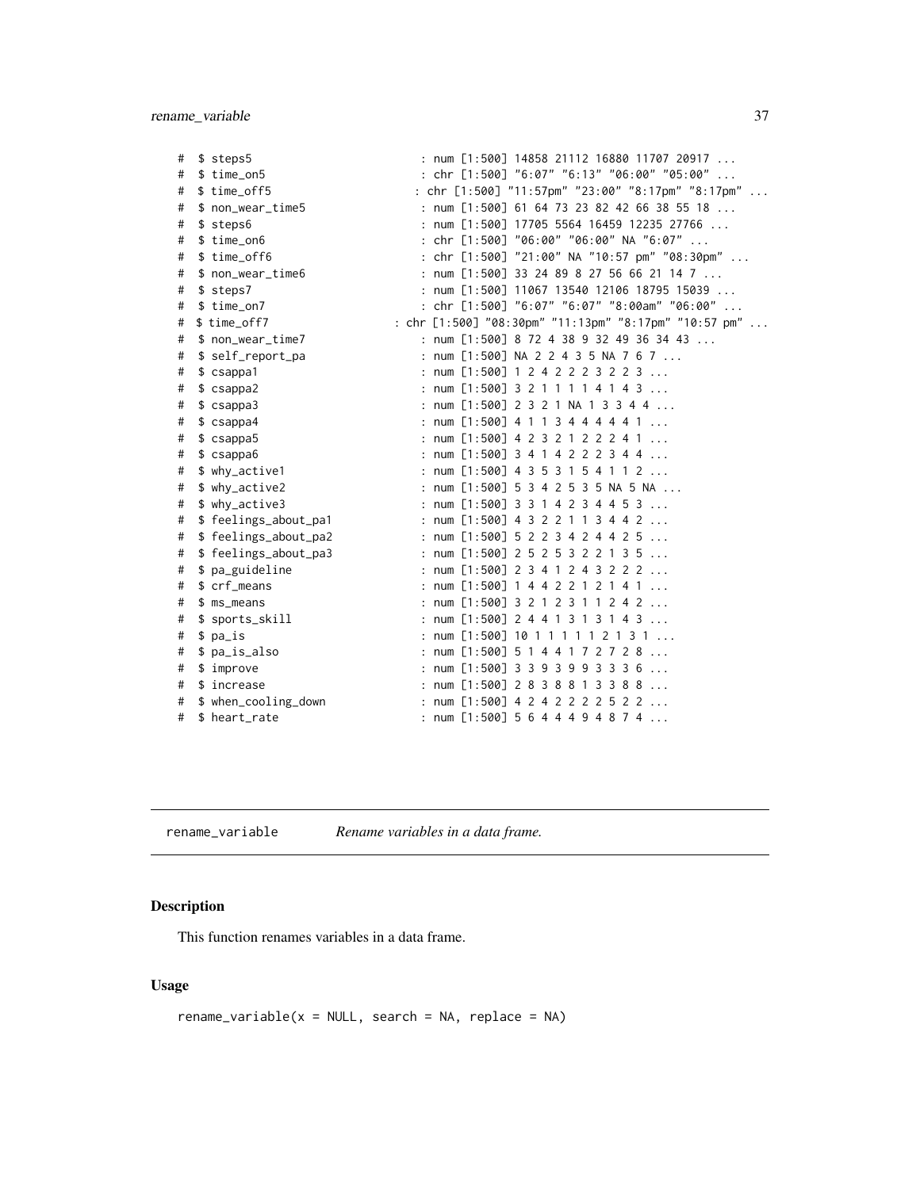```
#  $ steps5                     : num [1:500] 14858 21112 16880 11707 20917 ...
#  $ time_on5                   : chr [1:500] "6:07" "6:13" "06:00" "05:00" ...
#  $ time_off5                 : chr [1:500] "11:57pm" "23:00" "8:17pm" "8:17pm" ...
#  $ non_wear_time5             : num [1:500] 61 64 73 23 82 42 66 38 55 18 ...
#  $ steps6                     : num [1:500] 17705 5564 16459 12235 27766 ...
#  $ time_on6                   : chr [1:500] "06:00" "06:00" NA "6:07" ...
#  $ time_off6                  : chr [1:500] "21:00" NA "10:57 pm" "08:30pm" ...
#  $ non_wear_time6             : num [1:500] 33 24 89 8 27 56 66 21 14 7 ...
#  $ steps7                     : num [1:500] 11067 13540 12106 18795 15039 ...
#  $ time_on7                   : chr [1:500] "6:07" "6:07" "8:00am" "06:00" ...
# $ time_off7               : chr [1:500] "08:30pm" "11:13pm" "8:17pm" "10:57 pm" ...
#  $ non_wear_time7             : num [1:500] 8 72 4 38 9 32 49 36 34 43 ...
#  $ self_report_pa             : num [1:500] NA 2 2 4 3 5 NA 7 6 7 ...
#  $ csappa1                    : num [1:500] 1 2 4 2 2 2 3 2 2 3 ...
#  $ csappa2                    : num [1:500] 3 2 1 1 1 1 4 1 4 3 ...
#  $ csappa3                    : num [1:500] 2 3 2 1 NA 1 3 3 4 4 ...
#  $ csappa4                    : num [1:500] 4 1 1 3 4 4 4 4 4 1 ...
#  $ csappa5                    : num [1:500] 4 2 3 2 1 2 2 2 4 1 ...
#  $ csappa6                    : num [1:500] 3 4 1 4 2 2 2 3 4 4 ...
#  $ why_active1                : num [1:500] 4 3 5 3 1 5 4 1 1 2 ...
#  $ why_active2                : num [1:500] 5 3 4 2 5 3 5 NA 5 NA ...
#  $ why_active3                : num [1:500] 3 3 1 4 2 3 4 4 5 3 ...
#  $ feelings_about_pa1         : num [1:500] 4 3 2 2 1 1 3 4 4 2 ...
#  $ feelings_about_pa2         : num [1:500] 5 2 2 3 4 2 4 4 2 5 ...
#  $ feelings_about_pa3         : num [1:500] 2 5 2 5 3 2 2 1 3 5 ...
#  $ pa_guideline               : num [1:500] 2 3 4 1 2 4 3 2 2 2 ...
#  $ crf_means                  : num [1:500] 1 4 4 2 2 1 2 1 4 1 ...
#  $ ms_means                   : num [1:500] 3 2 1 2 3 1 1 2 4 2 ...
#  $ sports_skill               : num [1:500] 2 4 4 1 3 1 3 1 4 3 ...
#  $ pa_is                      : num [1:500] 10 1 1 1 1 1 2 1 3 1 ...
#  $ pa_is_also                 : num [1:500] 5 1 4 4 1 7 2 7 2 8 ...
#  $ improve                    : num [1:500] 3 3 9 3 9 9 3 3 3 6 ...
#  $ increase                   : num [1:500] 2 8 3 8 8 1 3 3 8 8 ...
#  $ when_cooling_down          : num [1:500] 4 2 4 2 2 2 2 5 2 2 ...
#  $ heart_rate                 : num [1:500] 5 6 4 4 4 9 4 8 7 4 ...
```

---

`rename_variable` *Rename variables in a data frame.*

---

### Description

This function renames variables in a data frame.

### Usage

```
rename_variable(x = NULL, search = NA, replace = NA)
```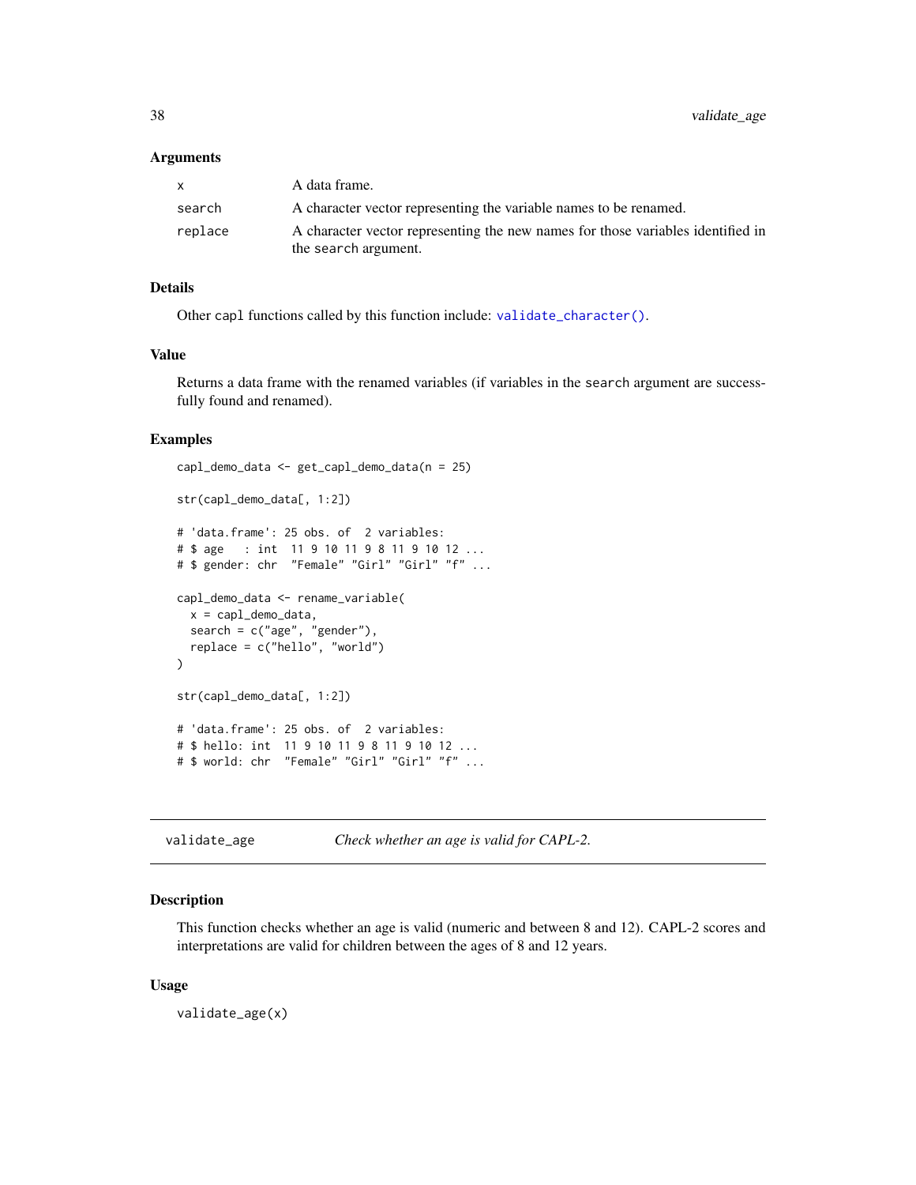### Arguments

| | |
|---|---|
| `x` | A data frame. |
| `search` | A character vector representing the variable names to be renamed. |
| `replace` | A character vector representing the new names for those variables identified in the `search` argument. |

### Details

Other `capl` functions called by this function include: `validate_character()`.

### Value

Returns a data frame with the renamed variables (if variables in the `search` argument are successfully found and renamed).

### Examples

```
capl_demo_data <- get_capl_demo_data(n = 25)

str(capl_demo_data[, 1:2])

# 'data.frame': 25 obs. of  2 variables:
# $ age   : int  11 9 10 11 9 8 11 9 10 12 ...
# $ gender: chr  "Female" "Girl" "Girl" "f" ...

capl_demo_data <- rename_variable(
  x = capl_demo_data,
  search = c("age", "gender"),
  replace = c("hello", "world")
)

str(capl_demo_data[, 1:2])

# 'data.frame': 25 obs. of  2 variables:
# $ hello: int  11 9 10 11 9 8 11 9 10 12 ...
# $ world: chr  "Female" "Girl" "Girl" "f" ...
```

---

## validate_age — *Check whether an age is valid for CAPL-2.*

### Description

This function checks whether an age is valid (numeric and between 8 and 12). CAPL-2 scores and interpretations are valid for children between the ages of 8 and 12 years.

### Usage

```
validate_age(x)
```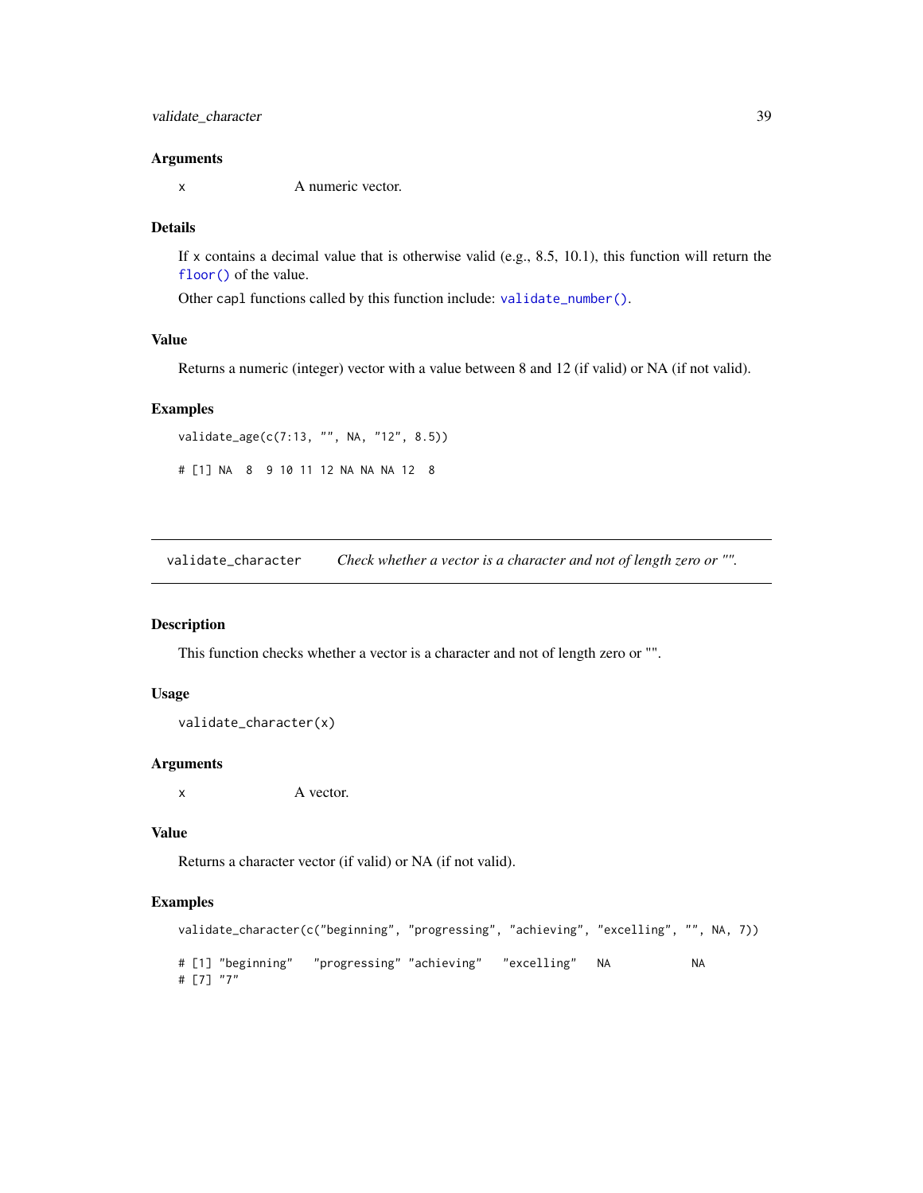### Arguments

x A numeric vector.

### Details

If `x` contains a decimal value that is otherwise valid (e.g., 8.5, 10.1), this function will return the `floor()` of the value.

Other `capl` functions called by this function include: `validate_number()`.

### Value

Returns a numeric (integer) vector with a value between 8 and 12 (if valid) or NA (if not valid).

### Examples

```
validate_age(c(7:13, "", NA, "12", 8.5))

# [1] NA  8  9 10 11 12 NA NA NA 12  8
```

---

## validate_character    *Check whether a vector is a character and not of length zero or "".*

---

### Description

This function checks whether a vector is a character and not of length zero or "".

### Usage

```
validate_character(x)
```

### Arguments

x A vector.

### Value

Returns a character vector (if valid) or NA (if not valid).

### Examples

```
validate_character(c("beginning", "progressing", "achieving", "excelling", "", NA, 7))

# [1] "beginning"   "progressing" "achieving"   "excelling"   NA            NA
# [7] "7"
```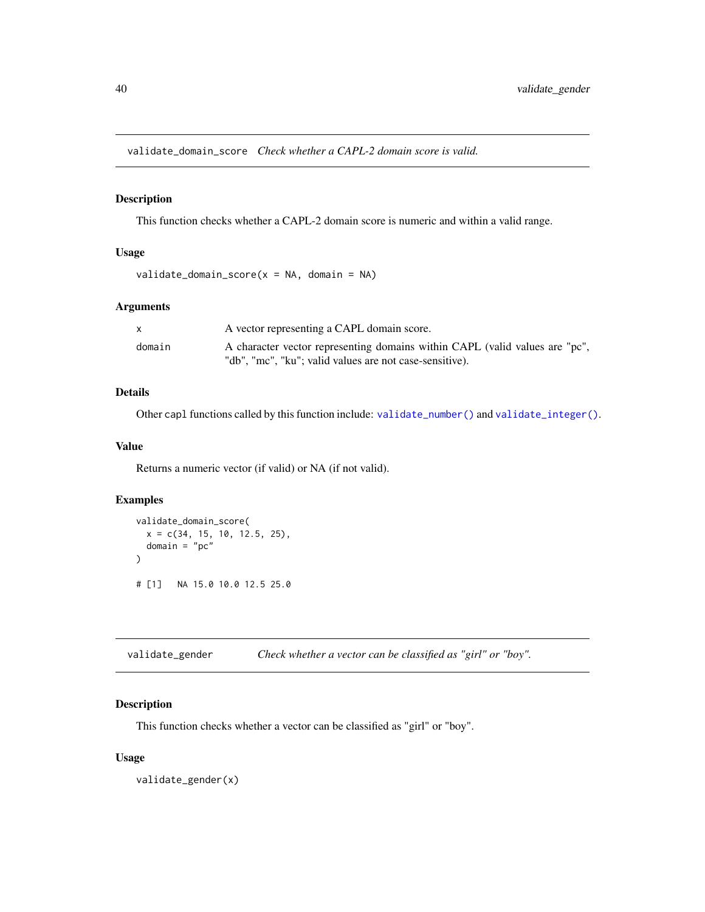## validate_domain_score *Check whether a CAPL-2 domain score is valid.*

### Description

This function checks whether a CAPL-2 domain score is numeric and within a valid range.

### Usage

```
validate_domain_score(x = NA, domain = NA)
```

### Arguments

| | |
|---|---|
| x | A vector representing a CAPL domain score. |
| domain | A character vector representing domains within CAPL (valid values are "pc", "db", "mc", "ku"; valid values are not case-sensitive). |

### Details

Other capl functions called by this function include: validate_number() and validate_integer().

### Value

Returns a numeric vector (if valid) or NA (if not valid).

### Examples

```
validate_domain_score(
  x = c(34, 15, 10, 12.5, 25),
  domain = "pc"
)

# [1]   NA 15.0 10.0 12.5 25.0
```

## validate_gender *Check whether a vector can be classified as "girl" or "boy".*

### Description

This function checks whether a vector can be classified as "girl" or "boy".

### Usage

```
validate_gender(x)
```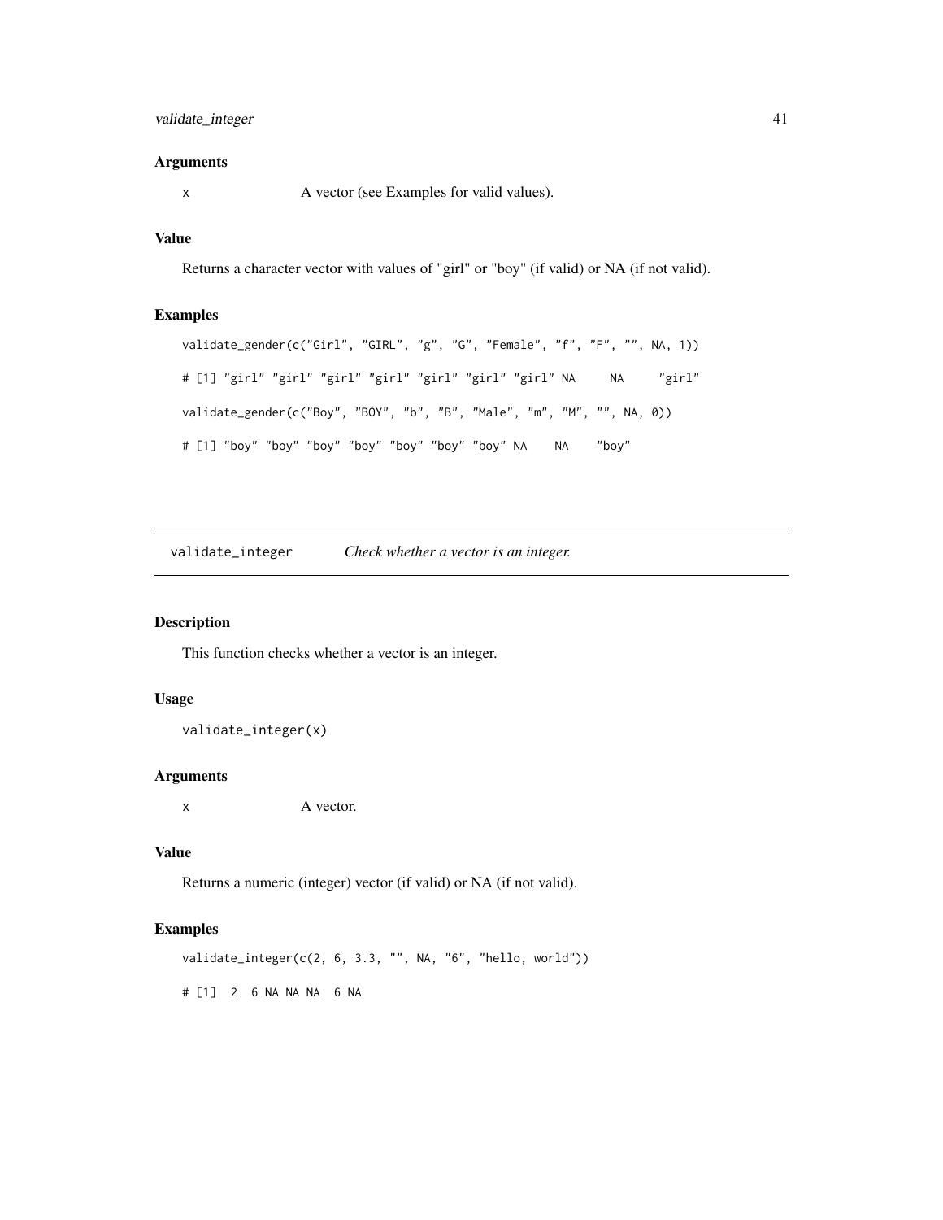### Arguments

x A vector (see Examples for valid values).

### Value

Returns a character vector with values of "girl" or "boy" (if valid) or NA (if not valid).

### Examples

```
validate_gender(c("Girl", "GIRL", "g", "G", "Female", "f", "F", "", NA, 1))

# [1] "girl" "girl" "girl" "girl" "girl" "girl" "girl" NA     NA     "girl"

validate_gender(c("Boy", "BOY", "b", "B", "Male", "m", "M", "", NA, 0))

# [1] "boy" "boy" "boy" "boy" "boy" "boy" "boy" NA    NA    "boy"
```

---

## validate_integer *Check whether a vector is an integer.*

### Description

This function checks whether a vector is an integer.

### Usage

```
validate_integer(x)
```

### Arguments

x A vector.

### Value

Returns a numeric (integer) vector (if valid) or NA (if not valid).

### Examples

```
validate_integer(c(2, 6, 3.3, "", NA, "6", "hello, world"))

# [1]  2  6 NA NA NA  6 NA
```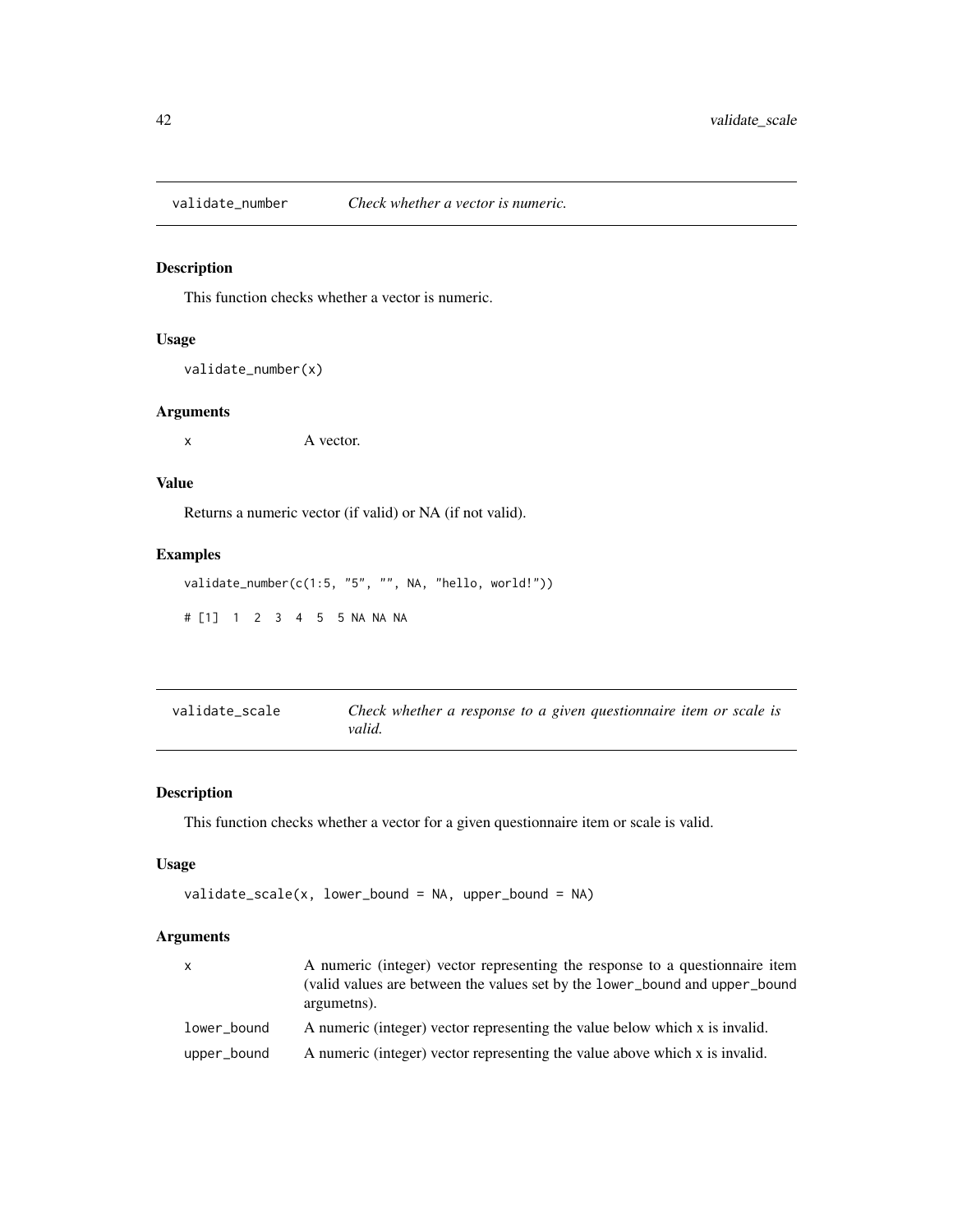## validate_number *Check whether a vector is numeric.*

### Description

This function checks whether a vector is numeric.

### Usage

```
validate_number(x)
```

### Arguments

| | |
|---|---|
| x | A vector. |

### Value

Returns a numeric vector (if valid) or NA (if not valid).

### Examples

```
validate_number(c(1:5, "5", "", NA, "hello, world!"))

# [1]  1  2  3  4  5  5 NA NA NA
```

## validate_scale *Check whether a response to a given questionnaire item or scale is valid.*

### Description

This function checks whether a vector for a given questionnaire item or scale is valid.

### Usage

```
validate_scale(x, lower_bound = NA, upper_bound = NA)
```

### Arguments

| | |
|---|---|
| x | A numeric (integer) vector representing the response to a questionnaire item (valid values are between the values set by the lower_bound and upper_bound argumetns). |
| lower_bound | A numeric (integer) vector representing the value below which x is invalid. |
| upper_bound | A numeric (integer) vector representing the value above which x is invalid. |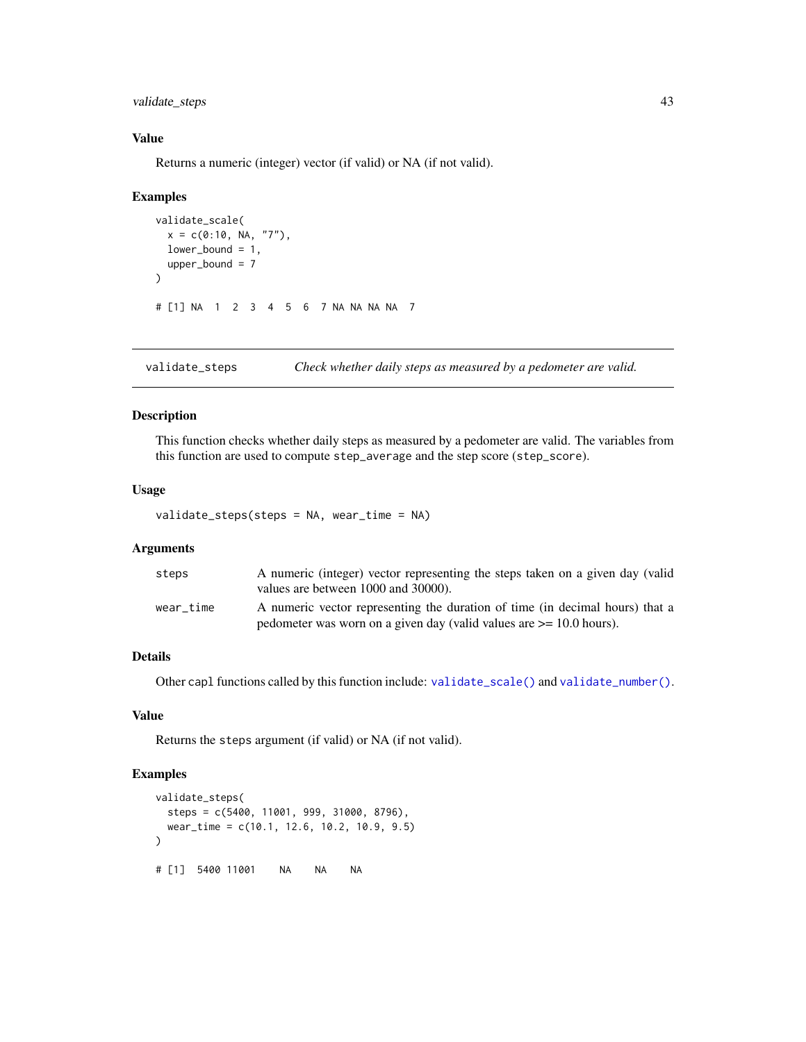## Value

Returns a numeric (integer) vector (if valid) or NA (if not valid).

## Examples

```
validate_scale(
  x = c(0:10, NA, "7"),
  lower_bound = 1,
  upper_bound = 7
)

# [1] NA  1  2  3  4  5  6  7 NA NA NA NA  7
```

---

# validate_steps — *Check whether daily steps as measured by a pedometer are valid.*

## Description

This function checks whether daily steps as measured by a pedometer are valid. The variables from this function are used to compute `step_average` and the step score (`step_score`).

## Usage

```
validate_steps(steps = NA, wear_time = NA)
```

## Arguments

| | |
|---|---|
| `steps` | A numeric (integer) vector representing the steps taken on a given day (valid values are between 1000 and 30000). |
| `wear_time` | A numeric vector representing the duration of time (in decimal hours) that a pedometer was worn on a given day (valid values are >= 10.0 hours). |

## Details

Other `capl` functions called by this function include: `validate_scale()` and `validate_number()`.

## Value

Returns the `steps` argument (if valid) or NA (if not valid).

## Examples

```
validate_steps(
  steps = c(5400, 11001, 999, 31000, 8796),
  wear_time = c(10.1, 12.6, 10.2, 10.9, 9.5)
)

# [1]  5400 11001    NA    NA    NA
```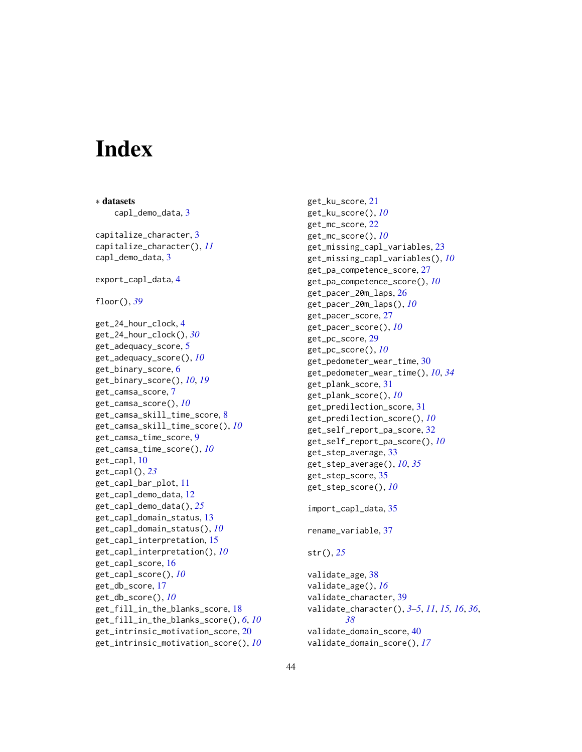# Index

∗ **datasets**
    capl_demo_data, 3

capitalize_character, 3
capitalize_character(), *11*
capl_demo_data, 3

export_capl_data, 4

floor(), *39*

get_24_hour_clock, 4
get_24_hour_clock(), *30*
get_adequacy_score, 5
get_adequacy_score(), *10*
get_binary_score, 6
get_binary_score(), *10*, *19*
get_camsa_score, 7
get_camsa_score(), *10*
get_camsa_skill_time_score, 8
get_camsa_skill_time_score(), *10*
get_camsa_time_score, 9
get_camsa_time_score(), *10*
get_capl, 10
get_capl(), *23*
get_capl_bar_plot, 11
get_capl_demo_data, 12
get_capl_demo_data(), *25*
get_capl_domain_status, 13
get_capl_domain_status(), *10*
get_capl_interpretation, 15
get_capl_interpretation(), *10*
get_capl_score, 16
get_capl_score(), *10*
get_db_score, 17
get_db_score(), *10*
get_fill_in_the_blanks_score, 18
get_fill_in_the_blanks_score(), *6*, *10*
get_intrinsic_motivation_score, 20
get_intrinsic_motivation_score(), *10*
get_ku_score, 21
get_ku_score(), *10*
get_mc_score, 22
get_mc_score(), *10*
get_missing_capl_variables, 23
get_missing_capl_variables(), *10*
get_pa_competence_score, 27
get_pa_competence_score(), *10*
get_pacer_20m_laps, 26
get_pacer_20m_laps(), *10*
get_pacer_score, 27
get_pacer_score(), *10*
get_pc_score, 29
get_pc_score(), *10*
get_pedometer_wear_time, 30
get_pedometer_wear_time(), *10*, *34*
get_plank_score, 31
get_plank_score(), *10*
get_predilection_score, 31
get_predilection_score(), *10*
get_self_report_pa_score, 32
get_self_report_pa_score(), *10*
get_step_average, 33
get_step_average(), *10*, *35*
get_step_score, 35
get_step_score(), *10*

import_capl_data, 35

rename_variable, 37

str(), *25*

validate_age, 38
validate_age(), *16*
validate_character, 39
validate_character(), *3–5*, *11*, *15*, *16*, *36*, *38*
validate_domain_score, 40
validate_domain_score(), *17*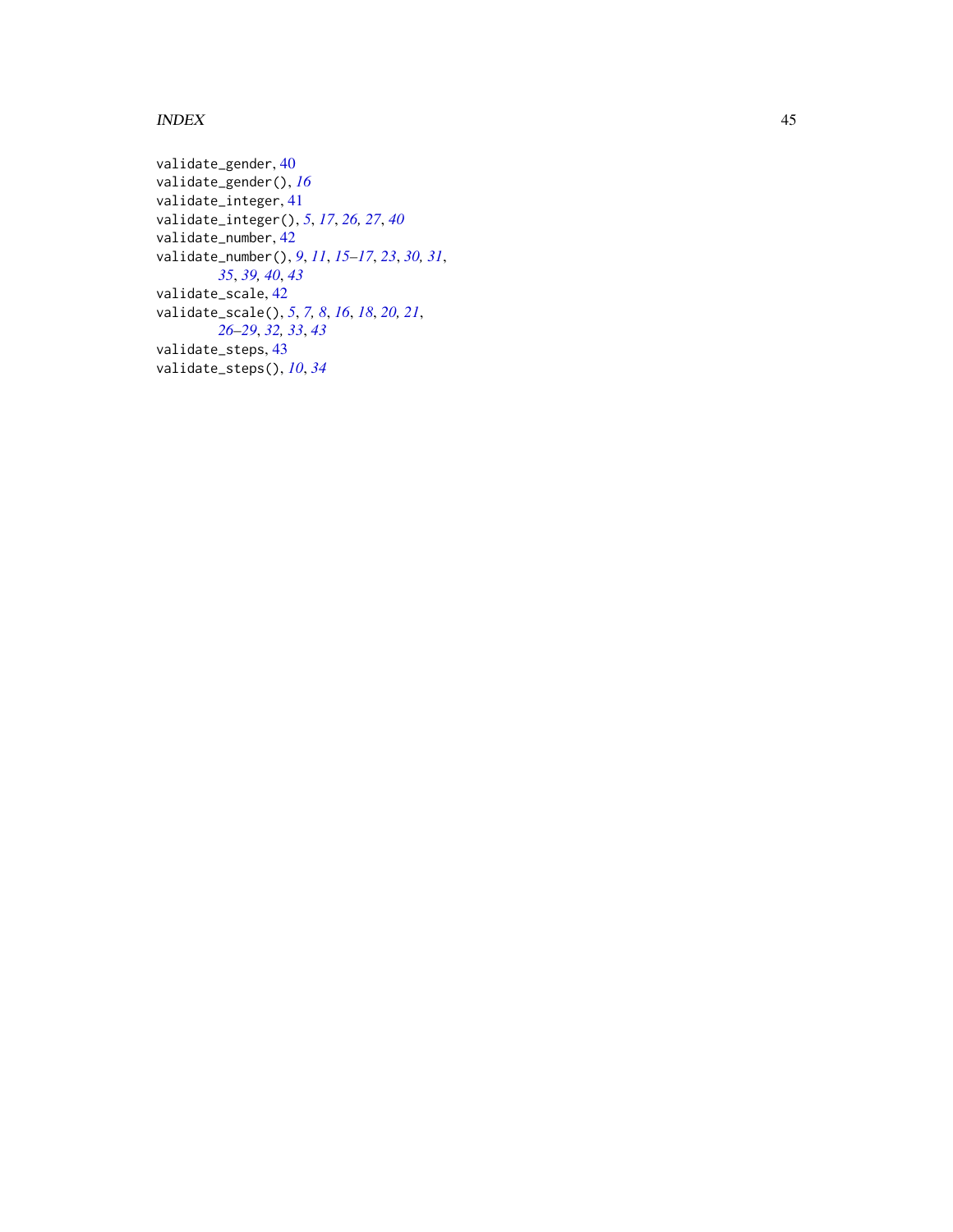validate_gender, 40
validate_gender(), *16*
validate_integer, 41
validate_integer(), *5*, *17*, *26, 27*, *40*
validate_number, 42
validate_number(), *9*, *11*, *15–17*, *23*, *30, 31*, *35*, *39, 40*, *43*
validate_scale, 42
validate_scale(), *5*, *7, 8*, *16*, *18*, *20, 21*, *26–29*, *32, 33*, *43*
validate_steps, 43
validate_steps(), *10*, *34*